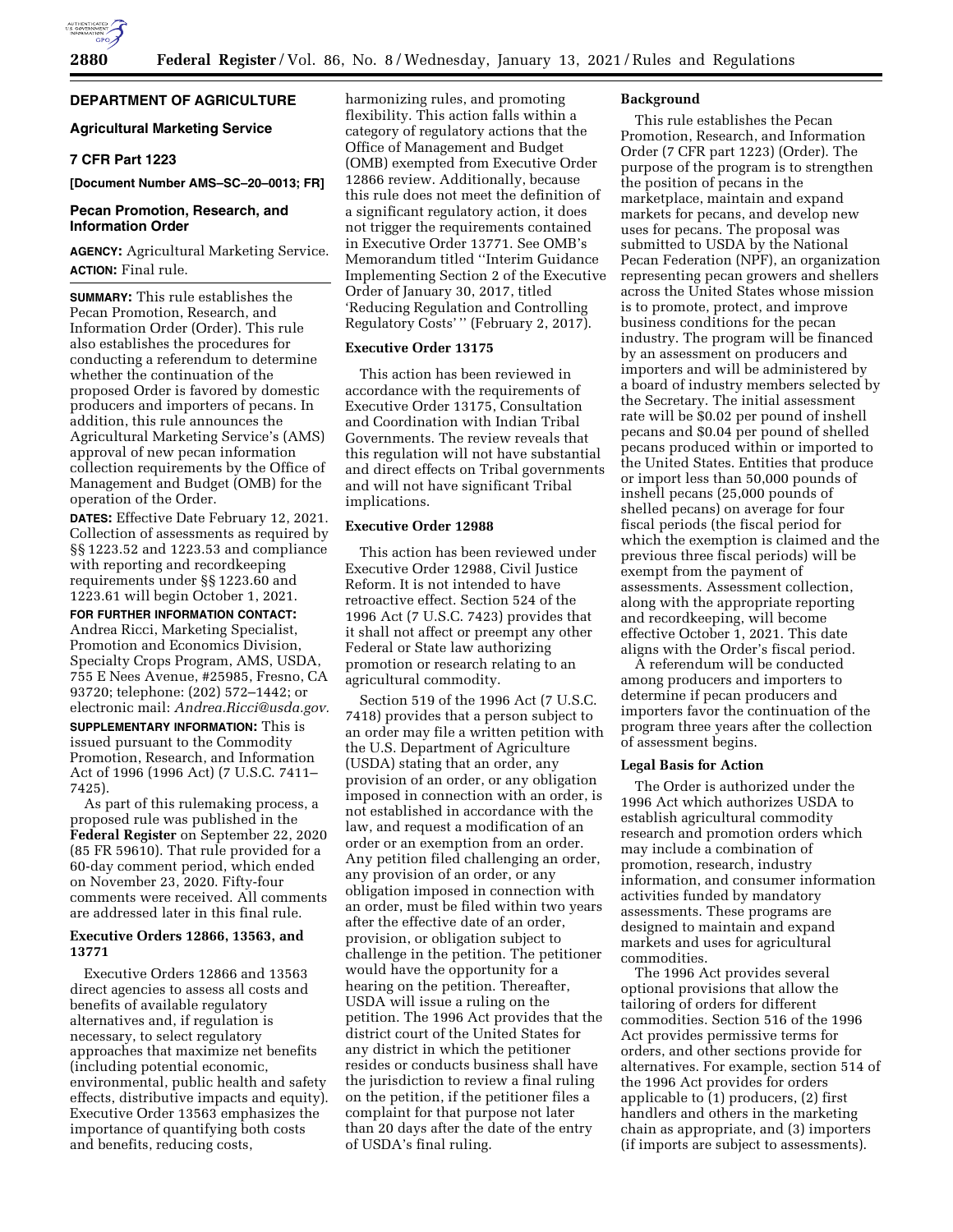## DEPARTMENT OF AGRICULTURE

### Agricultural Marketing Service

### 7 CFR Part 1223

**[Document Number AMS–SC–20–0013; FR]**

### Pecan Promotion, Research, and Information Order

**AGENCY:** Agricultural Marketing Service.

**ACTION:** Final rule.

**SUMMARY:** This rule establishes the Pecan Promotion, Research, and Information Order (Order). This rule also establishes the procedures for conducting a referendum to determine whether the continuation of the proposed Order is favored by domestic producers and importers of pecans. In addition, this rule announces the Agricultural Marketing Service's (AMS) approval of new pecan information collection requirements by the Office of Management and Budget (OMB) for the operation of the Order.

**DATES:** Effective Date February 12, 2021. Collection of assessments as required by §§ 1223.52 and 1223.53 and compliance with reporting and recordkeeping requirements under §§ 1223.60 and 1223.61 will begin October 1, 2021.

**FOR FURTHER INFORMATION CONTACT:** Andrea Ricci, Marketing Specialist, Promotion and Economics Division, Specialty Crops Program, AMS, USDA, 755 E Nees Avenue, #25985, Fresno, CA 93720; telephone: (202) 572–1442; or electronic mail: *Andrea.Ricci@usda.gov.*

**SUPPLEMENTARY INFORMATION:** This is issued pursuant to the Commodity Promotion, Research, and Information Act of 1996 (1996 Act) (7 U.S.C. 7411–7425).

As part of this rulemaking process, a proposed rule was published in the **Federal Register** on September 22, 2020 (85 FR 59610). That rule provided for a 60-day comment period, which ended on November 23, 2020. Fifty-four comments were received. All comments are addressed later in this final rule.

#### Executive Orders 12866, 13563, and 13771

Executive Orders 12866 and 13563 direct agencies to assess all costs and benefits of available regulatory alternatives and, if regulation is necessary, to select regulatory approaches that maximize net benefits (including potential economic, environmental, public health and safety effects, distributive impacts and equity). Executive Order 13563 emphasizes the importance of quantifying both costs and benefits, reducing costs, harmonizing rules, and promoting flexibility. This action falls within a category of regulatory actions that the Office of Management and Budget (OMB) exempted from Executive Order 12866 review. Additionally, because this rule does not meet the definition of a significant regulatory action, it does not trigger the requirements contained in Executive Order 13771. See OMB's Memorandum titled ''Interim Guidance Implementing Section 2 of the Executive Order of January 30, 2017, titled 'Reducing Regulation and Controlling Regulatory Costs' '' (February 2, 2017).

#### Executive Order 13175

This action has been reviewed in accordance with the requirements of Executive Order 13175, Consultation and Coordination with Indian Tribal Governments. The review reveals that this regulation will not have substantial and direct effects on Tribal governments and will not have significant Tribal implications.

#### Executive Order 12988

This action has been reviewed under Executive Order 12988, Civil Justice Reform. It is not intended to have retroactive effect. Section 524 of the 1996 Act (7 U.S.C. 7423) provides that it shall not affect or preempt any other Federal or State law authorizing promotion or research relating to an agricultural commodity.

Section 519 of the 1996 Act (7 U.S.C. 7418) provides that a person subject to an order may file a written petition with the U.S. Department of Agriculture (USDA) stating that an order, any provision of an order, or any obligation imposed in connection with an order, is not established in accordance with the law, and request a modification of an order or an exemption from an order. Any petition filed challenging an order, any provision of an order, or any obligation imposed in connection with an order, must be filed within two years after the effective date of an order, provision, or obligation subject to challenge in the petition. The petitioner would have the opportunity for a hearing on the petition. Thereafter, USDA will issue a ruling on the petition. The 1996 Act provides that the district court of the United States for any district in which the petitioner resides or conducts business shall have the jurisdiction to review a final ruling on the petition, if the petitioner files a complaint for that purpose not later than 20 days after the date of the entry of USDA's final ruling.

#### Background

This rule establishes the Pecan Promotion, Research, and Information Order (7 CFR part 1223) (Order). The purpose of the program is to strengthen the position of pecans in the marketplace, maintain and expand markets for pecans, and develop new uses for pecans. The proposal was submitted to USDA by the National Pecan Federation (NPF), an organization representing pecan growers and shellers across the United States whose mission is to promote, protect, and improve business conditions for the pecan industry. The program will be financed by an assessment on producers and importers and will be administered by a board of industry members selected by the Secretary. The initial assessment rate will be $0.02 per pound of inshell pecans and $0.04 per pound of shelled pecans produced within or imported to the United States. Entities that produce or import less than 50,000 pounds of inshell pecans (25,000 pounds of shelled pecans) on average for four fiscal periods (the fiscal period for which the exemption is claimed and the previous three fiscal periods) will be exempt from the payment of assessments. Assessment collection, along with the appropriate reporting and recordkeeping, will become effective October 1, 2021. This date aligns with the Order's fiscal period.

A referendum will be conducted among producers and importers to determine if pecan producers and importers favor the continuation of the program three years after the collection of assessment begins.

#### Legal Basis for Action

The Order is authorized under the 1996 Act which authorizes USDA to establish agricultural commodity research and promotion orders which may include a combination of promotion, research, industry information, and consumer information activities funded by mandatory assessments. These programs are designed to maintain and expand markets and uses for agricultural commodities.

The 1996 Act provides several optional provisions that allow the tailoring of orders for different commodities. Section 516 of the 1996 Act provides permissive terms for orders, and other sections provide for alternatives. For example, section 514 of the 1996 Act provides for orders applicable to (1) producers, (2) first handlers and others in the marketing chain as appropriate, and (3) importers (if imports are subject to assessments).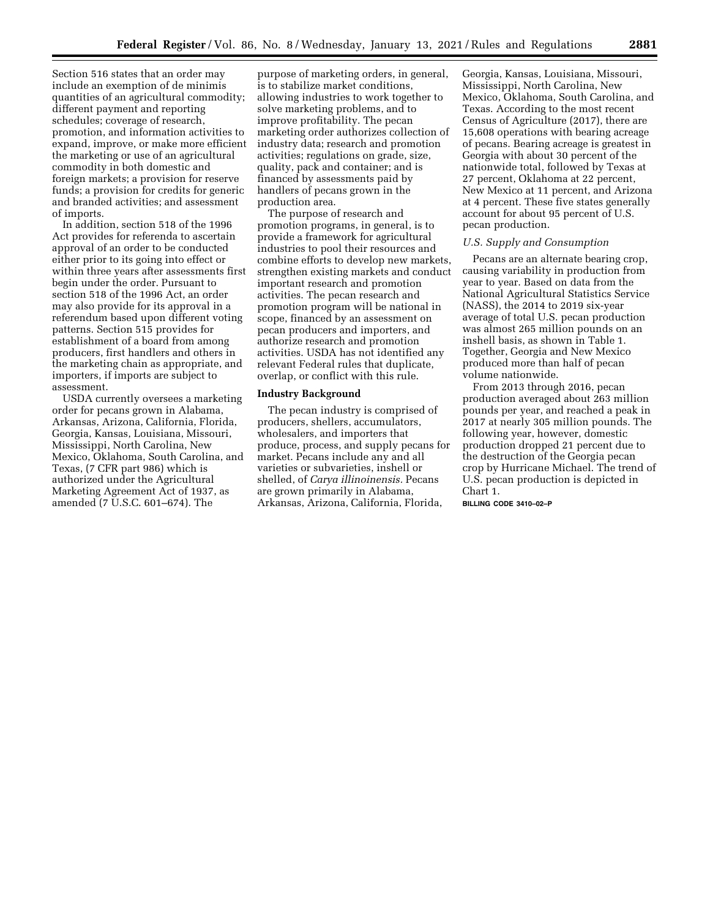Section 516 states that an order may include an exemption of de minimis quantities of an agricultural commodity; different payment and reporting schedules; coverage of research, promotion, and information activities to expand, improve, or make more efficient the marketing or use of an agricultural commodity in both domestic and foreign markets; a provision for reserve funds; a provision for credits for generic and branded activities; and assessment of imports.

In addition, section 518 of the 1996 Act provides for referenda to ascertain approval of an order to be conducted either prior to its going into effect or within three years after assessments first begin under the order. Pursuant to section 518 of the 1996 Act, an order may also provide for its approval in a referendum based upon different voting patterns. Section 515 provides for establishment of a board from among producers, first handlers and others in the marketing chain as appropriate, and importers, if imports are subject to assessment.

USDA currently oversees a marketing order for pecans grown in Alabama, Arkansas, Arizona, California, Florida, Georgia, Kansas, Louisiana, Missouri, Mississippi, North Carolina, New Mexico, Oklahoma, South Carolina, and Texas, (7 CFR part 986) which is authorized under the Agricultural Marketing Agreement Act of 1937, as amended (7 U.S.C. 601–674). The purpose of marketing orders, in general, is to stabilize market conditions, allowing industries to work together to solve marketing problems, and to improve profitability. The pecan marketing order authorizes collection of industry data; research and promotion activities; regulations on grade, size, quality, pack and container; and is financed by assessments paid by handlers of pecans grown in the production area.

The purpose of research and promotion programs, in general, is to provide a framework for agricultural industries to pool their resources and combine efforts to develop new markets, strengthen existing markets and conduct important research and promotion activities. The pecan research and promotion program will be national in scope, financed by an assessment on pecan producers and importers, and authorize research and promotion activities. USDA has not identified any relevant Federal rules that duplicate, overlap, or conflict with this rule.

**Industry Background**

The pecan industry is comprised of producers, shellers, accumulators, wholesalers, and importers that produce, process, and supply pecans for market. Pecans include any and all varieties or subvarieties, inshell or shelled, of *Carya illinoinensis.* Pecans are grown primarily in Alabama, Arkansas, Arizona, California, Florida, Georgia, Kansas, Louisiana, Missouri, Mississippi, North Carolina, New Mexico, Oklahoma, South Carolina, and Texas. According to the most recent Census of Agriculture (2017), there are 15,608 operations with bearing acreage of pecans. Bearing acreage is greatest in Georgia with about 30 percent of the nationwide total, followed by Texas at 27 percent, Oklahoma at 22 percent, New Mexico at 11 percent, and Arizona at 4 percent. These five states generally account for about 95 percent of U.S. pecan production.

*U.S. Supply and Consumption*

Pecans are an alternate bearing crop, causing variability in production from year to year. Based on data from the National Agricultural Statistics Service (NASS), the 2014 to 2019 six-year average of total U.S. pecan production was almost 265 million pounds on an inshell basis, as shown in Table 1. Together, Georgia and New Mexico produced more than half of pecan volume nationwide.

From 2013 through 2016, pecan production averaged about 263 million pounds per year, and reached a peak in 2017 at nearly 305 million pounds. The following year, however, domestic production dropped 21 percent due to the destruction of the Georgia pecan crop by Hurricane Michael. The trend of U.S. pecan production is depicted in Chart 1.

BILLING CODE 3410–02–P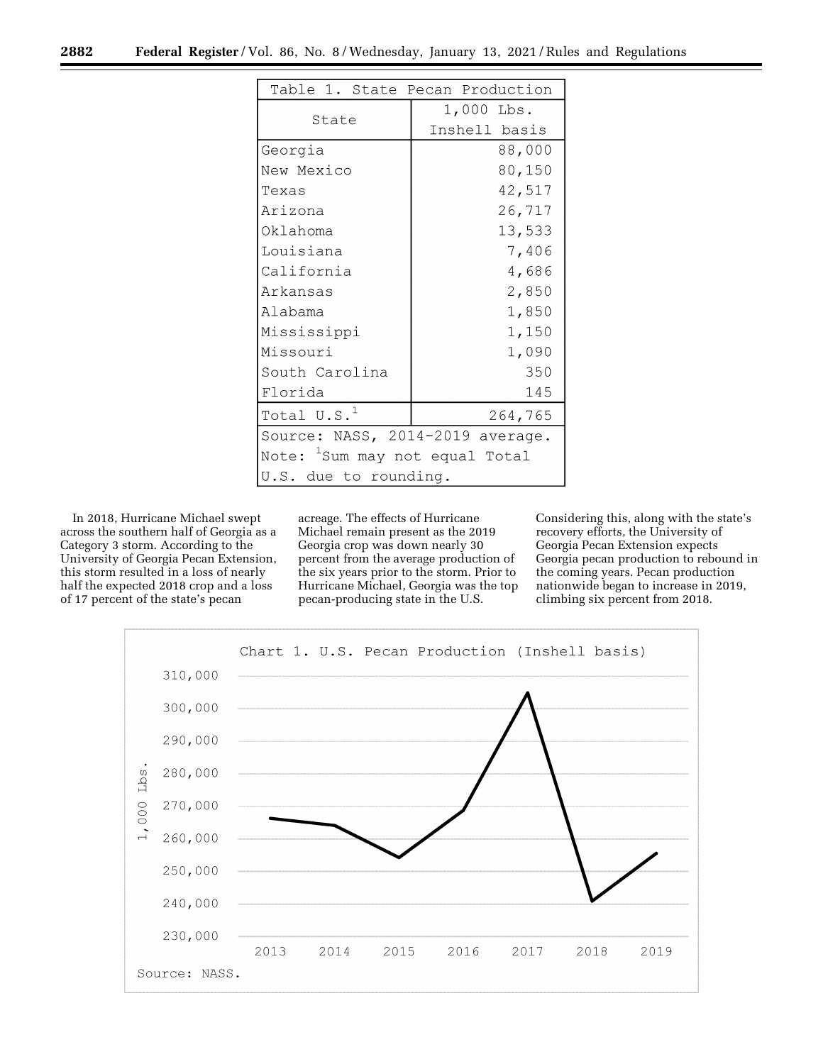| State | 1,000 Lbs. Inshell basis |
| --- | --- |
| Georgia | 88,000 |
| New Mexico | 80,150 |
| Texas | 42,517 |
| Arizona | 26,717 |
| Oklahoma | 13,533 |
| Louisiana | 7,406 |
| California | 4,686 |
| Arkansas | 2,850 |
| Alabama | 1,850 |
| Mississippi | 1,150 |
| Missouri | 1,090 |
| South Carolina | 350 |
| Florida | 145 |
| Total U.S.[1] | 264,765 |

Table 1. State Pecan Production

Source: NASS, 2014-2019 average.

Note: [1]Sum may not equal Total U.S. due to rounding.

In 2018, Hurricane Michael swept across the southern half of Georgia as a Category 3 storm. According to the University of Georgia Pecan Extension, this storm resulted in a loss of nearly half the expected 2018 crop and a loss of 17 percent of the state's pecan acreage. The effects of Hurricane Michael remain present as the 2019 Georgia crop was down nearly 30 percent from the average production of the six years prior to the storm. Prior to Hurricane Michael, Georgia was the top pecan-producing state in the U.S. Considering this, along with the state's recovery efforts, the University of Georgia Pecan Extension expects Georgia pecan production to rebound in the coming years. Pecan production nationwide began to increase in 2019, climbing six percent from 2018.

Chart 1. U.S. Pecan Production (Inshell basis)

Source: NASS.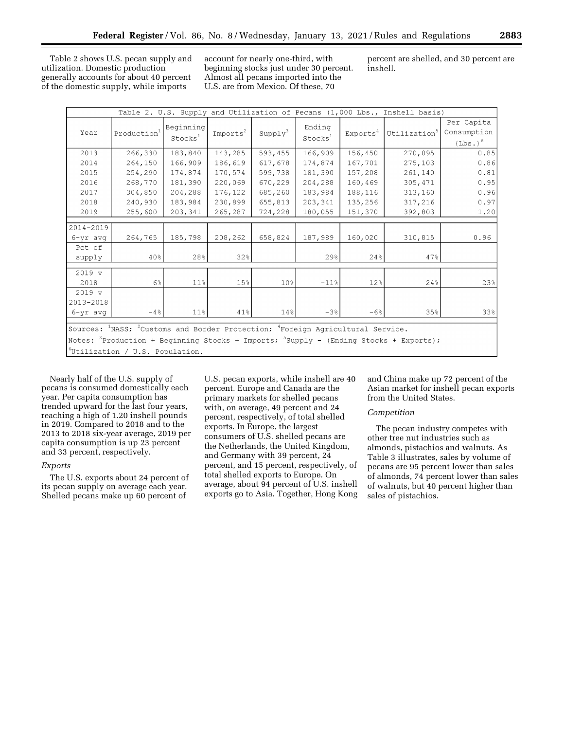Table 2 shows U.S. pecan supply and utilization. Domestic production generally accounts for about 40 percent of the domestic supply, while imports account for nearly one-third, with beginning stocks just under 30 percent. Almost all pecans imported into the U.S. are from Mexico. Of these, 70 percent are shelled, and 30 percent are inshell.

Table 2. U.S. Supply and Utilization of Pecans (1,000 Lbs., Inshell basis)

| Year | Production[1] | Beginning Stocks[1] | Imports[2] | Supply[3] | Ending Stocks[1] | Exports[4] | Utilization[5] | Per Capita Consumption (Lbs.)[6] |
|---|---|---|---|---|---|---|---|---|
| 2013 | 266,330 | 183,840 | 143,285 | 593,455 | 166,909 | 156,450 | 270,095 | 0.85 |
| 2014 | 264,150 | 166,909 | 186,619 | 617,678 | 174,874 | 167,701 | 275,103 | 0.86 |
| 2015 | 254,290 | 174,874 | 170,574 | 599,738 | 181,390 | 157,208 | 261,140 | 0.81 |
| 2016 | 268,770 | 181,390 | 220,069 | 670,229 | 204,288 | 160,469 | 305,471 | 0.95 |
| 2017 | 304,850 | 204,288 | 176,122 | 685,260 | 183,984 | 188,116 | 313,160 | 0.96 |
| 2018 | 240,930 | 183,984 | 230,899 | 655,813 | 203,341 | 135,256 | 317,216 | 0.97 |
| 2019 | 255,600 | 203,341 | 265,287 | 724,228 | 180,055 | 151,370 | 392,803 | 1.20 |
| 2014-2019 6-yr avg | 264,765 | 185,798 | 208,262 | 658,824 | 187,989 | 160,020 | 310,815 | 0.96 |
| Pct of supply | 40% | 28% | 32% | | 29% | 24% | 47% | |
| 2019 v 2018 | 6% | 11% | 15% | 10% | -11% | 12% | 24% | 23% |
| 2019 v 2013-2018 6-yr avg | -4% | 11% | 41% | 14% | -3% | -6% | 35% | 33% |

Sources: [1]NASS; [2]Customs and Border Protection; [4]Foreign Agricultural Service.
Notes: [3]Production + Beginning Stocks + Imports; [5]Supply - (Ending Stocks + Exports);
[6]Utilization / U.S. Population.

Nearly half of the U.S. supply of pecans is consumed domestically each year. Per capita consumption has trended upward for the last four years, reaching a high of 1.20 inshell pounds in 2019. Compared to 2018 and to the 2013 to 2018 six-year average, 2019 per capita consumption is up 23 percent and 33 percent, respectively.

*Exports*

The U.S. exports about 24 percent of its pecan supply on average each year. Shelled pecans make up 60 percent of U.S. pecan exports, while inshell are 40 percent. Europe and Canada are the primary markets for shelled pecans with, on average, 49 percent and 24 percent, respectively, of total shelled exports. In Europe, the largest consumers of U.S. shelled pecans are the Netherlands, the United Kingdom, and Germany with 39 percent, 24 percent, and 15 percent, respectively, of total shelled exports to Europe. On average, about 94 percent of U.S. inshell exports go to Asia. Together, Hong Kong and China make up 72 percent of the Asian market for inshell pecan exports from the United States.

*Competition*

The pecan industry competes with other tree nut industries such as almonds, pistachios and walnuts. As Table 3 illustrates, sales by volume of pecans are 95 percent lower than sales of almonds, 74 percent lower than sales of walnuts, but 40 percent higher than sales of pistachios.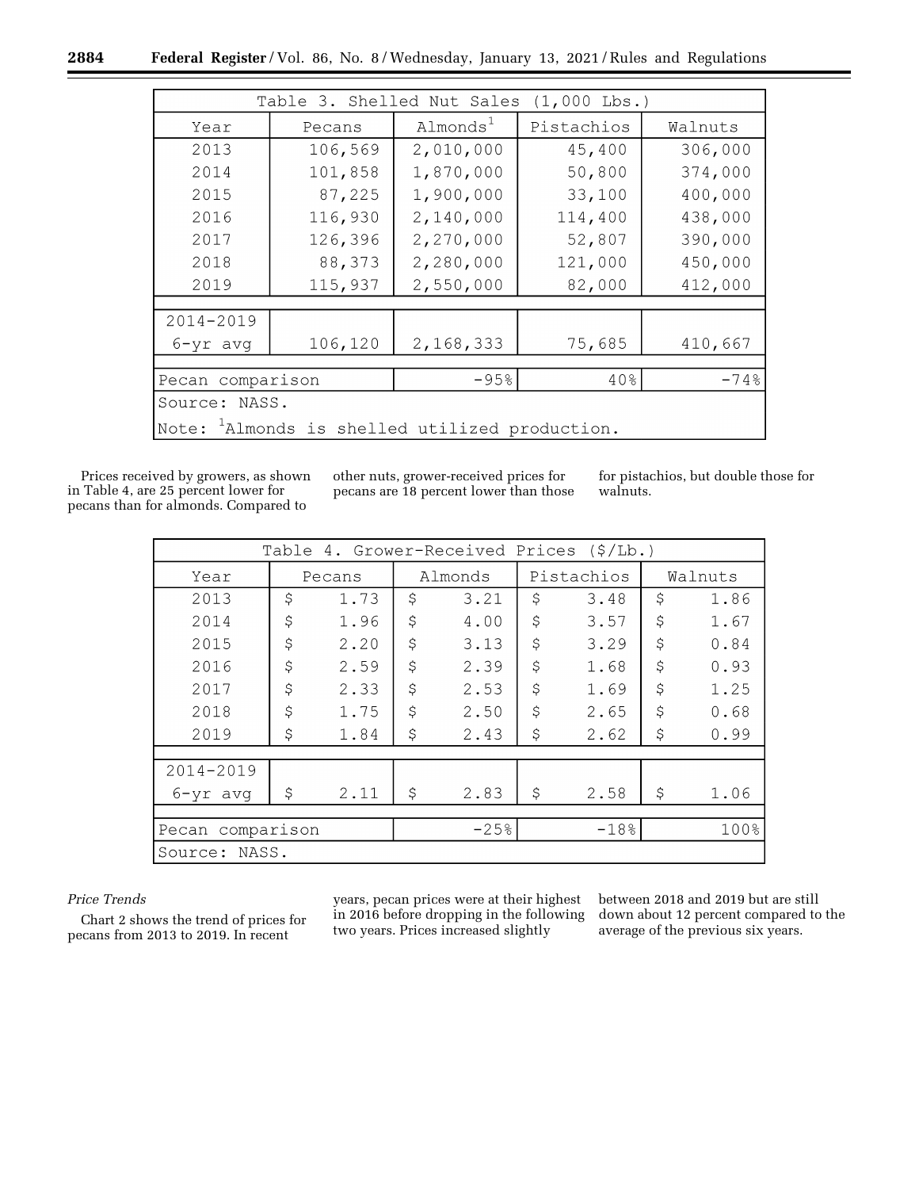| Table 3. Shelled Nut Sales (1,000 Lbs.) | | | | |
|---|---|---|---|---|
| Year | Pecans | Almonds[1] | Pistachios | Walnuts |
| 2013 | 106,569 | 2,010,000 | 45,400 | 306,000 |
| 2014 | 101,858 | 1,870,000 | 50,800 | 374,000 |
| 2015 | 87,225 | 1,900,000 | 33,100 | 400,000 |
| 2016 | 116,930 | 2,140,000 | 114,400 | 438,000 |
| 2017 | 126,396 | 2,270,000 | 52,807 | 390,000 |
| 2018 | 88,373 | 2,280,000 | 121,000 | 450,000 |
| 2019 | 115,937 | 2,550,000 | 82,000 | 412,000 |
| 2014-2019 6-yr avg | 106,120 | 2,168,333 | 75,685 | 410,667 |
| Pecan comparison | | -95% | 40% | -74% |
| Source: NASS. | | | | |
| Note: [1]Almonds is shelled utilized production. | | | | |

Prices received by growers, as shown in Table 4, are 25 percent lower for pecans than for almonds. Compared to other nuts, grower-received prices for pecans are 18 percent lower than those for pistachios, but double those for walnuts.

| Table 4. Grower-Received Prices ($/Lb.) | | | | |
|---|---|---|---|---|
| Year | Pecans | Almonds | Pistachios | Walnuts |
| 2013 | $ 1.73 | $ 3.21 | $ 3.48 | $ 1.86 |
| 2014 | $ 1.96 | $ 4.00 | $ 3.57 | $ 1.67 |
| 2015 | $ 2.20 | $ 3.13 | $ 3.29 | $ 0.84 |
| 2016 | $ 2.59 | $ 2.39 | $ 1.68 | $ 0.93 |
| 2017 | $ 2.33 | $ 2.53 | $ 1.69 | $ 1.25 |
| 2018 | $ 1.75 | $ 2.50 | $ 2.65 | $ 0.68 |
| 2019 | $ 1.84 | $ 2.43 | $ 2.62 | $ 0.99 |
| 2014-2019 6-yr avg | $ 2.11 | $ 2.83 | $ 2.58 | $ 1.06 |
| Pecan comparison | | -25% | -18% | 100% |
| Source: NASS. | | | | |

*Price Trends*

Chart 2 shows the trend of prices for pecans from 2013 to 2019. In recent years, pecan prices were at their highest in 2016 before dropping in the following two years. Prices increased slightly between 2018 and 2019 but are still down about 12 percent compared to the average of the previous six years.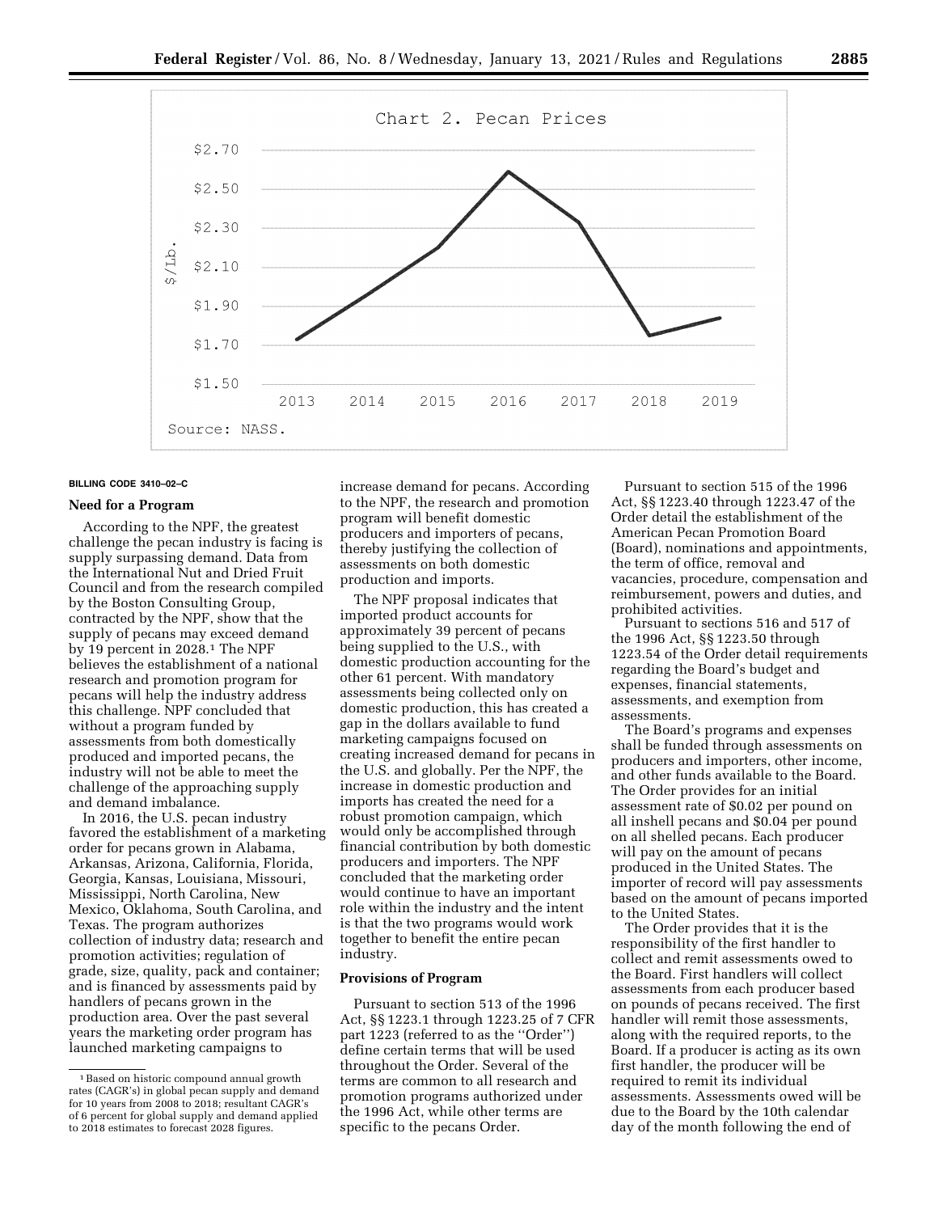Chart 2. Pecan Prices

Source: NASS.

BILLING CODE 3410–02–C

### Need for a Program

According to the NPF, the greatest challenge the pecan industry is facing is supply surpassing demand. Data from the International Nut and Dried Fruit Council and from the research compiled by the Boston Consulting Group, contracted by the NPF, show that the supply of pecans may exceed demand by 19 percent in 2028.[1] The NPF believes the establishment of a national research and promotion program for pecans will help the industry address this challenge. NPF concluded that without a program funded by assessments from both domestically produced and imported pecans, the industry will not be able to meet the challenge of the approaching supply and demand imbalance.

In 2016, the U.S. pecan industry favored the establishment of a marketing order for pecans grown in Alabama, Arkansas, Arizona, California, Florida, Georgia, Kansas, Louisiana, Missouri, Mississippi, North Carolina, New Mexico, Oklahoma, South Carolina, and Texas. The program authorizes collection of industry data; research and promotion activities; regulation of grade, size, quality, pack and container; and is financed by assessments paid by handlers of pecans grown in the production area. Over the past several years the marketing order program has launched marketing campaigns to increase demand for pecans. According to the NPF, the research and promotion program will benefit domestic producers and importers of pecans, thereby justifying the collection of assessments on both domestic production and imports.

The NPF proposal indicates that imported product accounts for approximately 39 percent of pecans being supplied to the U.S., with domestic production accounting for the other 61 percent. With mandatory assessments being collected only on domestic production, this has created a gap in the dollars available to fund marketing campaigns focused on creating increased demand for pecans in the U.S. and globally. Per the NPF, the increase in domestic production and imports has created the need for a robust promotion campaign, which would only be accomplished through financial contribution by both domestic producers and importers. The NPF concluded that the marketing order would continue to have an important role within the industry and the intent is that the two programs would work together to benefit the entire pecan industry.

### Provisions of Program

Pursuant to section 513 of the 1996 Act, §§ 1223.1 through 1223.25 of 7 CFR part 1223 (referred to as the "Order") define certain terms that will be used throughout the Order. Several of the terms are common to all research and promotion programs authorized under the 1996 Act, while other terms are specific to the pecans Order.

Pursuant to section 515 of the 1996 Act, §§ 1223.40 through 1223.47 of the Order detail the establishment of the American Pecan Promotion Board (Board), nominations and appointments, the term of office, removal and vacancies, procedure, compensation and reimbursement, powers and duties, and prohibited activities.

Pursuant to sections 516 and 517 of the 1996 Act, §§ 1223.50 through 1223.54 of the Order detail requirements regarding the Board's budget and expenses, financial statements, assessments, and exemption from assessments.

The Board's programs and expenses shall be funded through assessments on producers and importers, other income, and other funds available to the Board. The Order provides for an initial assessment rate of $0.02 per pound on all inshell pecans and $0.04 per pound on all shelled pecans. Each producer will pay on the amount of pecans produced in the United States. The importer of record will pay assessments based on the amount of pecans imported to the United States.

The Order provides that it is the responsibility of the first handler to collect and remit assessments owed to the Board. First handlers will collect assessments from each producer based on pounds of pecans received. The first handler will remit those assessments, along with the required reports, to the Board. If a producer is acting as its own first handler, the producer will be required to remit its individual assessments. Assessments owed will be due to the Board by the 10th calendar day of the month following the end of

[1] Based on historic compound annual growth rates (CAGR's) in global pecan supply and demand for 10 years from 2008 to 2018; resultant CAGR's of 6 percent for global supply and demand applied to 2018 estimates to forecast 2028 figures.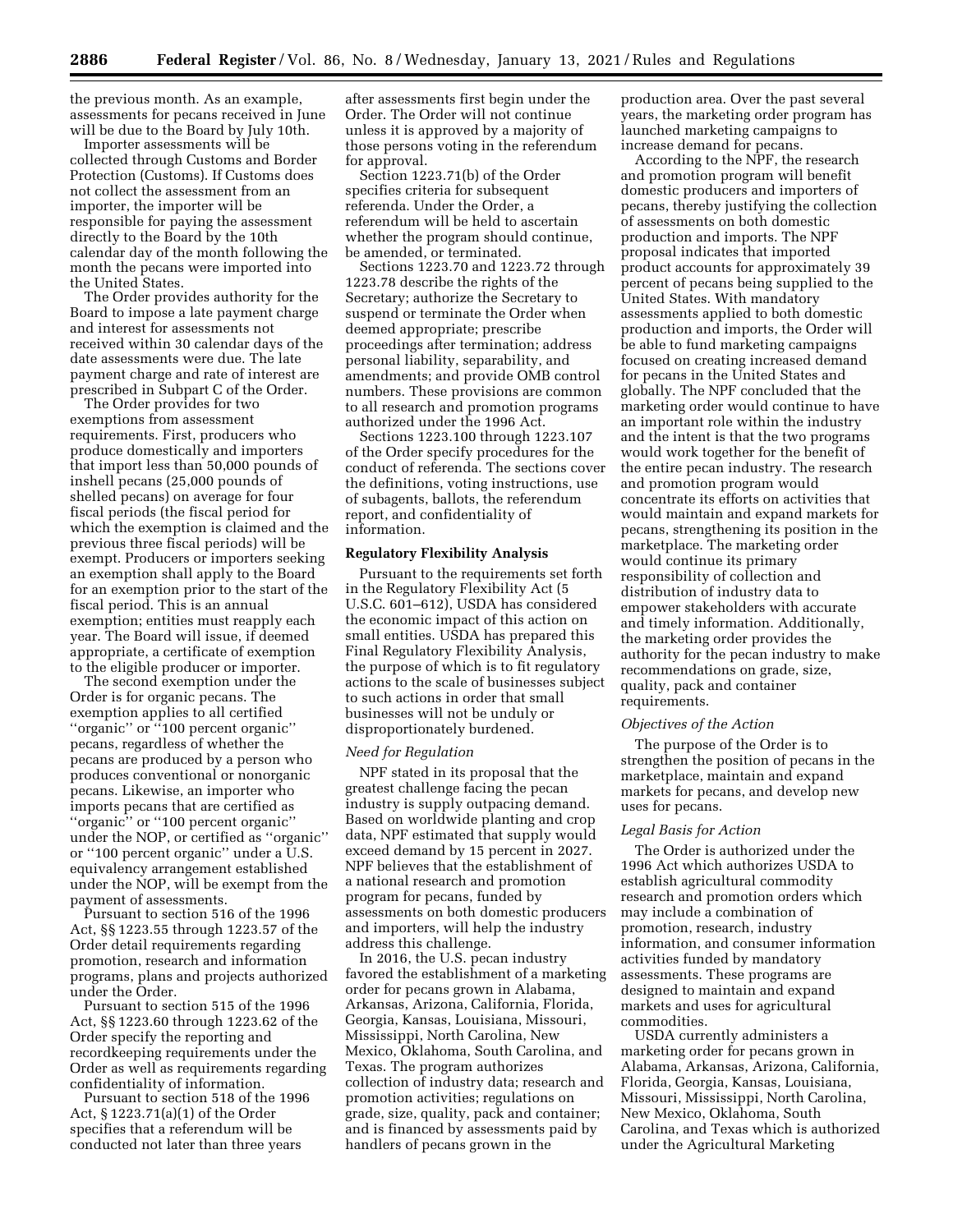the previous month. As an example, assessments for pecans received in June will be due to the Board by July 10th.

Importer assessments will be collected through Customs and Border Protection (Customs). If Customs does not collect the assessment from an importer, the importer will be responsible for paying the assessment directly to the Board by the 10th calendar day of the month following the month the pecans were imported into the United States.

The Order provides authority for the Board to impose a late payment charge and interest for assessments not received within 30 calendar days of the date assessments were due. The late payment charge and rate of interest are prescribed in Subpart C of the Order.

The Order provides for two exemptions from assessment requirements. First, producers who produce domestically and importers that import less than 50,000 pounds of inshell pecans (25,000 pounds of shelled pecans) on average for four fiscal periods (the fiscal period for which the exemption is claimed and the previous three fiscal periods) will be exempt. Producers or importers seeking an exemption shall apply to the Board for an exemption prior to the start of the fiscal period. This is an annual exemption; entities must reapply each year. The Board will issue, if deemed appropriate, a certificate of exemption to the eligible producer or importer.

The second exemption under the Order is for organic pecans. The exemption applies to all certified ''organic'' or ''100 percent organic'' pecans, regardless of whether the pecans are produced by a person who produces conventional or nonorganic pecans. Likewise, an importer who imports pecans that are certified as ''organic'' or ''100 percent organic'' under the NOP, or certified as ''organic'' or ''100 percent organic'' under a U.S. equivalency arrangement established under the NOP, will be exempt from the payment of assessments.

Pursuant to section 516 of the 1996 Act, §§ 1223.55 through 1223.57 of the Order detail requirements regarding promotion, research and information programs, plans and projects authorized under the Order.

Pursuant to section 515 of the 1996 Act, §§ 1223.60 through 1223.62 of the Order specify the reporting and recordkeeping requirements under the Order as well as requirements regarding confidentiality of information.

Pursuant to section 518 of the 1996 Act, § 1223.71(a)(1) of the Order specifies that a referendum will be conducted not later than three years after assessments first begin under the Order. The Order will not continue unless it is approved by a majority of those persons voting in the referendum for approval.

Section 1223.71(b) of the Order specifies criteria for subsequent referenda. Under the Order, a referendum will be held to ascertain whether the program should continue, be amended, or terminated.

Sections 1223.70 and 1223.72 through 1223.78 describe the rights of the Secretary; authorize the Secretary to suspend or terminate the Order when deemed appropriate; prescribe proceedings after termination; address personal liability, separability, and amendments; and provide OMB control numbers. These provisions are common to all research and promotion programs authorized under the 1996 Act.

Sections 1223.100 through 1223.107 of the Order specify procedures for the conduct of referenda. The sections cover the definitions, voting instructions, use of subagents, ballots, the referendum report, and confidentiality of information.

**Regulatory Flexibility Analysis**

Pursuant to the requirements set forth in the Regulatory Flexibility Act (5 U.S.C. 601–612), USDA has considered the economic impact of this action on small entities. USDA has prepared this Final Regulatory Flexibility Analysis, the purpose of which is to fit regulatory actions to the scale of businesses subject to such actions in order that small businesses will not be unduly or disproportionately burdened.

*Need for Regulation*

NPF stated in its proposal that the greatest challenge facing the pecan industry is supply outpacing demand. Based on worldwide planting and crop data, NPF estimated that supply would exceed demand by 15 percent in 2027. NPF believes that the establishment of a national research and promotion program for pecans, funded by assessments on both domestic producers and importers, will help the industry address this challenge.

In 2016, the U.S. pecan industry favored the establishment of a marketing order for pecans grown in Alabama, Arkansas, Arizona, California, Florida, Georgia, Kansas, Louisiana, Missouri, Mississippi, North Carolina, New Mexico, Oklahoma, South Carolina, and Texas. The program authorizes collection of industry data; research and promotion activities; regulations on grade, size, quality, pack and container; and is financed by assessments paid by handlers of pecans grown in the production area. Over the past several years, the marketing order program has launched marketing campaigns to increase demand for pecans.

According to the NPF, the research and promotion program will benefit domestic producers and importers of pecans, thereby justifying the collection of assessments on both domestic production and imports. The NPF proposal indicates that imported product accounts for approximately 39 percent of pecans being supplied to the United States. With mandatory assessments applied to both domestic production and imports, the Order will be able to fund marketing campaigns focused on creating increased demand for pecans in the United States and globally. The NPF concluded that the marketing order would continue to have an important role within the industry and the intent is that the two programs would work together for the benefit of the entire pecan industry. The research and promotion program would concentrate its efforts on activities that would maintain and expand markets for pecans, strengthening its position in the marketplace. The marketing order would continue its primary responsibility of collection and distribution of industry data to empower stakeholders with accurate and timely information. Additionally, the marketing order provides the authority for the pecan industry to make recommendations on grade, size, quality, pack and container requirements.

*Objectives of the Action*

The purpose of the Order is to strengthen the position of pecans in the marketplace, maintain and expand markets for pecans, and develop new uses for pecans.

*Legal Basis for Action*

The Order is authorized under the 1996 Act which authorizes USDA to establish agricultural commodity research and promotion orders which may include a combination of promotion, research, industry information, and consumer information activities funded by mandatory assessments. These programs are designed to maintain and expand markets and uses for agricultural commodities.

USDA currently administers a marketing order for pecans grown in Alabama, Arkansas, Arizona, California, Florida, Georgia, Kansas, Louisiana, Missouri, Mississippi, North Carolina, New Mexico, Oklahoma, South Carolina, and Texas which is authorized under the Agricultural Marketing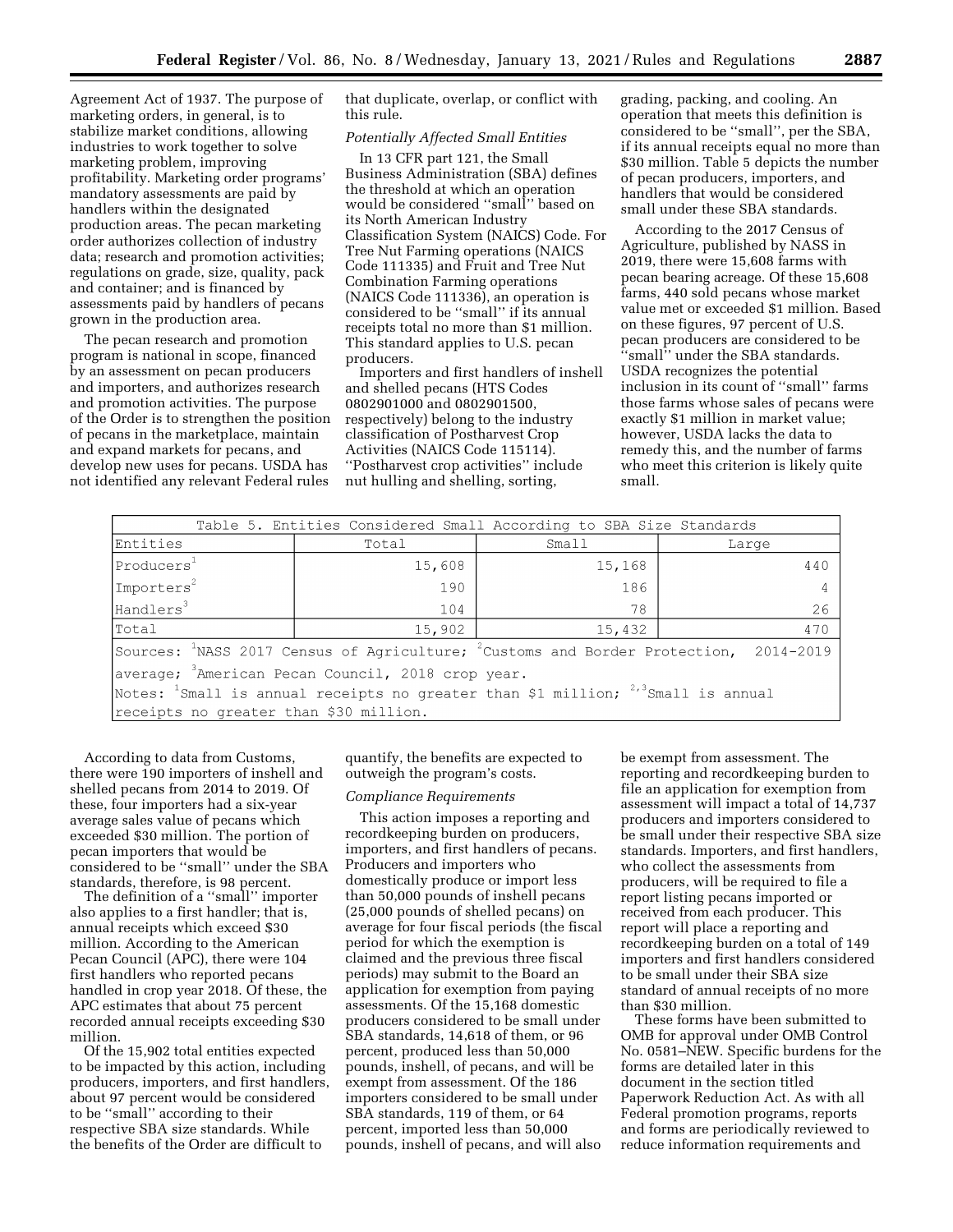Agreement Act of 1937. The purpose of marketing orders, in general, is to stabilize market conditions, allowing industries to work together to solve marketing problem, improving profitability. Marketing order programs' mandatory assessments are paid by handlers within the designated production areas. The pecan marketing order authorizes collection of industry data; research and promotion activities; regulations on grade, size, quality, pack and container; and is financed by assessments paid by handlers of pecans grown in the production area.

The pecan research and promotion program is national in scope, financed by an assessment on pecan producers and importers, and authorizes research and promotion activities. The purpose of the Order is to strengthen the position of pecans in the marketplace, maintain and expand markets for pecans, and develop new uses for pecans. USDA has not identified any relevant Federal rules that duplicate, overlap, or conflict with this rule.

*Potentially Affected Small Entities*

In 13 CFR part 121, the Small Business Administration (SBA) defines the threshold at which an operation would be considered ''small'' based on its North American Industry Classification System (NAICS) Code. For Tree Nut Farming operations (NAICS Code 111335) and Fruit and Tree Nut Combination Farming operations (NAICS Code 111336), an operation is considered to be ''small'' if its annual receipts total no more than $1 million. This standard applies to U.S. pecan producers.

Importers and first handlers of inshell and shelled pecans (HTS Codes 0802901000 and 0802901500, respectively) belong to the industry classification of Postharvest Crop Activities (NAICS Code 115114). ''Postharvest crop activities'' include nut hulling and shelling, sorting, grading, packing, and cooling. An operation that meets this definition is considered to be ''small'', per the SBA, if its annual receipts equal no more than $30 million. Table 5 depicts the number of pecan producers, importers, and handlers that would be considered small under these SBA standards.

According to the 2017 Census of Agriculture, published by NASS in 2019, there were 15,608 farms with pecan bearing acreage. Of these 15,608 farms, 440 sold pecans whose market value met or exceeded $1 million. Based on these figures, 97 percent of U.S. pecan producers are considered to be ''small'' under the SBA standards. USDA recognizes the potential inclusion in its count of ''small'' farms those farms whose sales of pecans were exactly $1 million in market value; however, USDA lacks the data to remedy this, and the number of farms who meet this criterion is likely quite small.

Table 5. Entities Considered Small According to SBA Size Standards

| Entities | Total | Small | Large |
|---|---|---|---|
| Producers[1] | 15,608 | 15,168 | 440 |
| Importers[2] | 190 | 186 | 4 |
| Handlers[3] | 104 | 78 | 26 |
| Total | 15,902 | 15,432 | 470 |

Sources: [1]NASS 2017 Census of Agriculture; [2]Customs and Border Protection, 2014-2019 average; [3]American Pecan Council, 2018 crop year.

Notes: [1]Small is annual receipts no greater than $1 million; [2,3]Small is annual receipts no greater than $30 million.

According to data from Customs, there were 190 importers of inshell and shelled pecans from 2014 to 2019. Of these, four importers had a six-year average sales value of pecans which exceeded $30 million. The portion of pecan importers that would be considered to be ''small'' under the SBA standards, therefore, is 98 percent.

The definition of a ''small'' importer also applies to a first handler; that is, annual receipts which exceed $30 million. According to the American Pecan Council (APC), there were 104 first handlers who reported pecans handled in crop year 2018. Of these, the APC estimates that about 75 percent recorded annual receipts exceeding $30 million.

Of the 15,902 total entities expected to be impacted by this action, including producers, importers, and first handlers, about 97 percent would be considered to be ''small'' according to their respective SBA size standards. While the benefits of the Order are difficult to quantify, the benefits are expected to outweigh the program's costs.

*Compliance Requirements*

This action imposes a reporting and recordkeeping burden on producers, importers, and first handlers of pecans. Producers and importers who domestically produce or import less than 50,000 pounds of inshell pecans (25,000 pounds of shelled pecans) on average for four fiscal periods (the fiscal period for which the exemption is claimed and the previous three fiscal periods) may submit to the Board an application for exemption from paying assessments. Of the 15,168 domestic producers considered to be small under SBA standards, 14,618 of them, or 96 percent, produced less than 50,000 pounds, inshell, of pecans, and will be exempt from assessment. Of the 186 importers considered to be small under SBA standards, 119 of them, or 64 percent, imported less than 50,000 pounds, inshell of pecans, and will also be exempt from assessment. The reporting and recordkeeping burden to file an application for exemption from assessment will impact a total of 14,737 producers and importers considered to be small under their respective SBA size standards. Importers, and first handlers, who collect the assessments from producers, will be required to file a report listing pecans imported or received from each producer. This report will place a reporting and recordkeeping burden on a total of 149 importers and first handlers considered to be small under their SBA size standard of annual receipts of no more than $30 million.

These forms have been submitted to OMB for approval under OMB Control No. 0581–NEW. Specific burdens for the forms are detailed later in this document in the section titled Paperwork Reduction Act. As with all Federal promotion programs, reports and forms are periodically reviewed to reduce information requirements and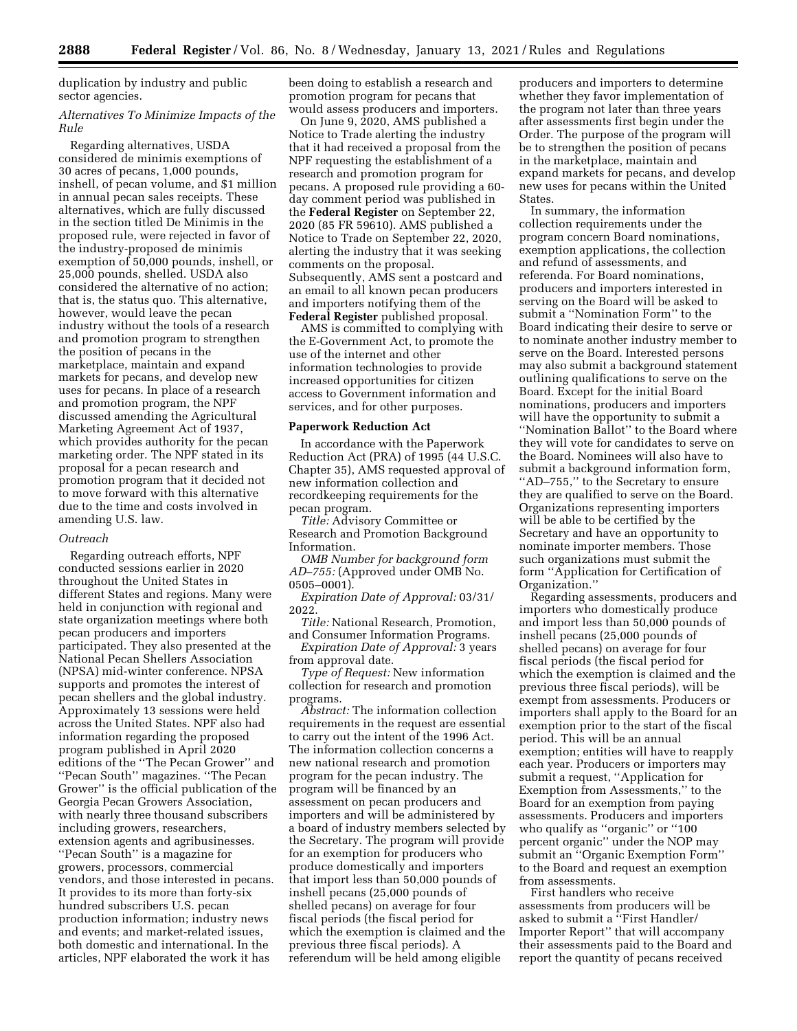duplication by industry and public sector agencies.

*Alternatives To Minimize Impacts of the Rule*

Regarding alternatives, USDA considered de minimis exemptions of 30 acres of pecans, 1,000 pounds, inshell, of pecan volume, and $1 million in annual pecan sales receipts. These alternatives, which are fully discussed in the section titled De Minimis in the proposed rule, were rejected in favor of the industry-proposed de minimis exemption of 50,000 pounds, inshell, or 25,000 pounds, shelled. USDA also considered the alternative of no action; that is, the status quo. This alternative, however, would leave the pecan industry without the tools of a research and promotion program to strengthen the position of pecans in the marketplace, maintain and expand markets for pecans, and develop new uses for pecans. In place of a research and promotion program, the NPF discussed amending the Agricultural Marketing Agreement Act of 1937, which provides authority for the pecan marketing order. The NPF stated in its proposal for a pecan research and promotion program that it decided not to move forward with this alternative due to the time and costs involved in amending U.S. law.

*Outreach*

Regarding outreach efforts, NPF conducted sessions earlier in 2020 throughout the United States in different States and regions. Many were held in conjunction with regional and state organization meetings where both pecan producers and importers participated. They also presented at the National Pecan Shellers Association (NPSA) mid-winter conference. NPSA supports and promotes the interest of pecan shellers and the global industry. Approximately 13 sessions were held across the United States. NPF also had information regarding the proposed program published in April 2020 editions of the ''The Pecan Grower'' and ''Pecan South'' magazines. ''The Pecan Grower'' is the official publication of the Georgia Pecan Growers Association, with nearly three thousand subscribers including growers, researchers, extension agents and agribusinesses. ''Pecan South'' is a magazine for growers, processors, commercial vendors, and those interested in pecans. It provides to its more than forty-six hundred subscribers U.S. pecan production information; industry news and events; and market-related issues, both domestic and international. In the articles, NPF elaborated the work it has been doing to establish a research and promotion program for pecans that would assess producers and importers.

On June 9, 2020, AMS published a Notice to Trade alerting the industry that it had received a proposal from the NPF requesting the establishment of a research and promotion program for pecans. A proposed rule providing a 60-day comment period was published in the **Federal Register** on September 22, 2020 (85 FR 59610). AMS published a Notice to Trade on September 22, 2020, alerting the industry that it was seeking comments on the proposal. Subsequently, AMS sent a postcard and an email to all known pecan producers and importers notifying them of the **Federal Register** published proposal.

AMS is committed to complying with the E-Government Act, to promote the use of the internet and other information technologies to provide increased opportunities for citizen access to Government information and services, and for other purposes.

## Paperwork Reduction Act

In accordance with the Paperwork Reduction Act (PRA) of 1995 (44 U.S.C. Chapter 35), AMS requested approval of new information collection and recordkeeping requirements for the pecan program.

*Title:* Advisory Committee or Research and Promotion Background Information.

*OMB Number for background form AD–755:* (Approved under OMB No. 0505–0001).

*Expiration Date of Approval:* 03/31/2022.

*Title:* National Research, Promotion, and Consumer Information Programs.

*Expiration Date of Approval:* 3 years from approval date.

*Type of Request:* New information collection for research and promotion programs.

*Abstract:* The information collection requirements in the request are essential to carry out the intent of the 1996 Act. The information collection concerns a new national research and promotion program for the pecan industry. The program will be financed by an assessment on pecan producers and importers and will be administered by a board of industry members selected by the Secretary. The program will provide for an exemption for producers who produce domestically and importers that import less than 50,000 pounds of inshell pecans (25,000 pounds of shelled pecans) on average for four fiscal periods (the fiscal period for which the exemption is claimed and the previous three fiscal periods). A referendum will be held among eligible producers and importers to determine whether they favor implementation of the program not later than three years after assessments first begin under the Order. The purpose of the program will be to strengthen the position of pecans in the marketplace, maintain and expand markets for pecans, and develop new uses for pecans within the United States.

In summary, the information collection requirements under the program concern Board nominations, exemption applications, the collection and refund of assessments, and referenda. For Board nominations, producers and importers interested in serving on the Board will be asked to submit a ''Nomination Form'' to the Board indicating their desire to serve or to nominate another industry member to serve on the Board. Interested persons may also submit a background statement outlining qualifications to serve on the Board. Except for the initial Board nominations, producers and importers will have the opportunity to submit a ''Nomination Ballot'' to the Board where they will vote for candidates to serve on the Board. Nominees will also have to submit a background information form, ''AD–755,'' to the Secretary to ensure they are qualified to serve on the Board. Organizations representing importers will be able to be certified by the Secretary and have an opportunity to nominate importer members. Those such organizations must submit the form ''Application for Certification of Organization.''

Regarding assessments, producers and importers who domestically produce and import less than 50,000 pounds of inshell pecans (25,000 pounds of shelled pecans) on average for four fiscal periods (the fiscal period for which the exemption is claimed and the previous three fiscal periods), will be exempt from assessments. Producers or importers shall apply to the Board for an exemption prior to the start of the fiscal period. This will be an annual exemption; entities will have to reapply each year. Producers or importers may submit a request, ''Application for Exemption from Assessments,'' to the Board for an exemption from paying assessments. Producers and importers who qualify as ''organic'' or ''100 percent organic'' under the NOP may submit an ''Organic Exemption Form'' to the Board and request an exemption from assessments.

First handlers who receive assessments from producers will be asked to submit a ''First Handler/Importer Report'' that will accompany their assessments paid to the Board and report the quantity of pecans received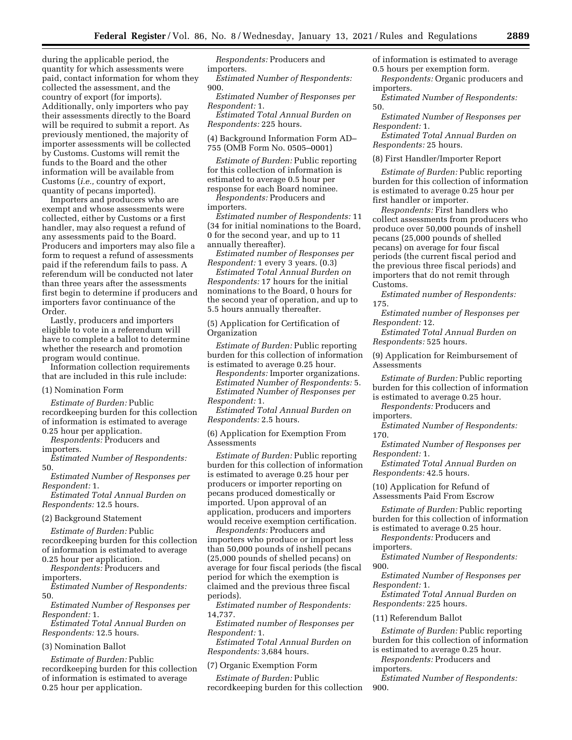during the applicable period, the quantity for which assessments were paid, contact information for whom they collected the assessment, and the country of export (for imports). Additionally, only importers who pay their assessments directly to the Board will be required to submit a report. As previously mentioned, the majority of importer assessments will be collected by Customs. Customs will remit the funds to the Board and the other information will be available from Customs (*i.e.,* country of export, quantity of pecans imported).

Importers and producers who are exempt and whose assessments were collected, either by Customs or a first handler, may also request a refund of any assessments paid to the Board. Producers and importers may also file a form to request a refund of assessments paid if the referendum fails to pass. A referendum will be conducted not later than three years after the assessments first begin to determine if producers and importers favor continuance of the Order.

Lastly, producers and importers eligible to vote in a referendum will have to complete a ballot to determine whether the research and promotion program would continue.

Information collection requirements that are included in this rule include:

(1) Nomination Form

*Estimate of Burden:* Public recordkeeping burden for this collection of information is estimated to average 0.25 hour per application.

*Respondents:* Producers and importers.

*Estimated Number of Respondents:* 50.

*Estimated Number of Responses per Respondent:* 1.

*Estimated Total Annual Burden on Respondents:* 12.5 hours.

(2) Background Statement

*Estimate of Burden:* Public recordkeeping burden for this collection of information is estimated to average 0.25 hour per application.

*Respondents:* Producers and importers.

*Estimated Number of Respondents:* 50.

*Estimated Number of Responses per Respondent:* 1.

*Estimated Total Annual Burden on Respondents:* 12.5 hours.

(3) Nomination Ballot

*Estimate of Burden:* Public recordkeeping burden for this collection of information is estimated to average 0.25 hour per application.

*Respondents:* Producers and importers.

*Estimated Number of Respondents:* 900.

*Estimated Number of Responses per Respondent:* 1.

*Estimated Total Annual Burden on Respondents:* 225 hours.

(4) Background Information Form AD–755 (OMB Form No. 0505–0001)

*Estimate of Burden:* Public reporting for this collection of information is estimated to average 0.5 hour per response for each Board nominee.

*Respondents:* Producers and importers.

*Estimated number of Respondents:* 11 (34 for initial nominations to the Board, 0 for the second year, and up to 11 annually thereafter).

*Estimated number of Responses per Respondent:* 1 every 3 years. (0.3)

*Estimated Total Annual Burden on Respondents:* 17 hours for the initial nominations to the Board, 0 hours for the second year of operation, and up to 5.5 hours annually thereafter.

(5) Application for Certification of Organization

*Estimate of Burden:* Public reporting burden for this collection of information is estimated to average 0.25 hour.

*Respondents:* Importer organizations.

*Estimated Number of Respondents:* 5.

*Estimated Number of Responses per Respondent:* 1.

*Estimated Total Annual Burden on Respondents:* 2.5 hours.

(6) Application for Exemption From Assessments

*Estimate of Burden:* Public reporting burden for this collection of information is estimated to average 0.25 hour per producers or importer reporting on pecans produced domestically or imported. Upon approval of an application, producers and importers would receive exemption certification.

*Respondents:* Producers and importers who produce or import less than 50,000 pounds of inshell pecans (25,000 pounds of shelled pecans) on average for four fiscal periods (the fiscal period for which the exemption is claimed and the previous three fiscal periods).

*Estimated number of Respondents:* 14,737.

*Estimated number of Responses per Respondent:* 1.

*Estimated Total Annual Burden on Respondents:* 3,684 hours.

(7) Organic Exemption Form

*Estimate of Burden:* Public recordkeeping burden for this collection of information is estimated to average 0.5 hours per exemption form.

*Respondents:* Organic producers and importers.

*Estimated Number of Respondents:* 50.

*Estimated Number of Responses per Respondent:* 1.

*Estimated Total Annual Burden on Respondents:* 25 hours.

(8) First Handler/Importer Report

*Estimate of Burden:* Public reporting burden for this collection of information is estimated to average 0.25 hour per first handler or importer.

*Respondents:* First handlers who collect assessments from producers who produce over 50,000 pounds of inshell pecans (25,000 pounds of shelled pecans) on average for four fiscal periods (the current fiscal period and the previous three fiscal periods) and importers that do not remit through Customs.

*Estimated number of Respondents:* 175.

*Estimated number of Responses per Respondent:* 12.

*Estimated Total Annual Burden on Respondents:* 525 hours.

(9) Application for Reimbursement of Assessments

*Estimate of Burden:* Public reporting burden for this collection of information is estimated to average 0.25 hour.

*Respondents:* Producers and importers.

*Estimated Number of Respondents:* 170.

*Estimated Number of Responses per Respondent:* 1.

*Estimated Total Annual Burden on Respondents:* 42.5 hours.

(10) Application for Refund of Assessments Paid From Escrow

*Estimate of Burden:* Public reporting burden for this collection of information is estimated to average 0.25 hour.

*Respondents:* Producers and importers.

*Estimated Number of Respondents:* 900.

*Estimated Number of Responses per Respondent:* 1.

*Estimated Total Annual Burden on Respondents:* 225 hours.

(11) Referendum Ballot

*Estimate of Burden:* Public reporting burden for this collection of information is estimated to average 0.25 hour.

*Respondents:* Producers and importers.

*Estimated Number of Respondents:* 900.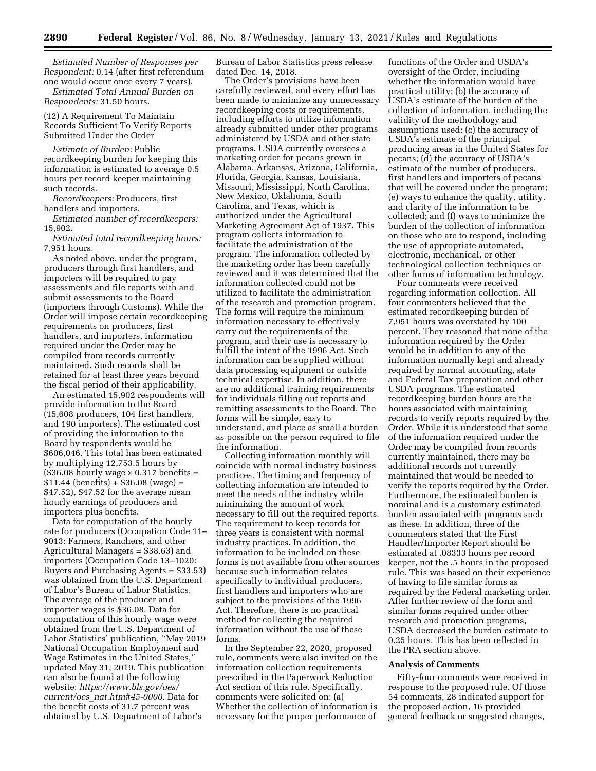*Estimated Number of Responses per Respondent:* 0.14 (after first referendum one would occur once every 7 years).

*Estimated Total Annual Burden on Respondents:* 31.50 hours.

(12) A Requirement To Maintain Records Sufficient To Verify Reports Submitted Under the Order

*Estimate of Burden:* Public recordkeeping burden for keeping this information is estimated to average 0.5 hours per record keeper maintaining such records.

*Recordkeepers:* Producers, first handlers and importers.

*Estimated number of recordkeepers:* 15,902.

*Estimated total recordkeeping hours:* 7,951 hours.

As noted above, under the program, producers through first handlers, and importers will be required to pay assessments and file reports with and submit assessments to the Board (importers through Customs). While the Order will impose certain recordkeeping requirements on producers, first handlers, and importers, information required under the Order may be compiled from records currently maintained. Such records shall be retained for at least three years beyond the fiscal period of their applicability.

An estimated 15,902 respondents will provide information to the Board (15,608 producers, 104 first handlers, and 190 importers). The estimated cost of providing the information to the Board by respondents would be $606,046. This total has been estimated by multiplying 12,753.5 hours by ($36.08 hourly wage × 0.317 benefits = $11.44 (benefits) + $36.08 (wage) = $47.52), $47.52 for the average mean hourly earnings of producers and importers plus benefits.

Data for computation of the hourly rate for producers (Occupation Code 11–9013: Farmers, Ranchers, and other Agricultural Managers = $38.63) and importers (Occupation Code 13–1020: Buyers and Purchasing Agents = $33.53) was obtained from the U.S. Department of Labor's Bureau of Labor Statistics. The average of the producer and importer wages is $36.08. Data for computation of this hourly wage were obtained from the U.S. Department of Labor Statistics' publication, ''May 2019 National Occupation Employment and Wage Estimates in the United States,'' updated May 31, 2019. This publication can also be found at the following website: *https://www.bls.gov/oes/current/oes_nat.htm#45-0000.* Data for the benefit costs of 31.7 percent was obtained by U.S. Department of Labor's Bureau of Labor Statistics press release dated Dec. 14, 2018.

The Order's provisions have been carefully reviewed, and every effort has been made to minimize any unnecessary recordkeeping costs or requirements, including efforts to utilize information already submitted under other programs administered by USDA and other state programs. USDA currently oversees a marketing order for pecans grown in Alabama, Arkansas, Arizona, California, Florida, Georgia, Kansas, Louisiana, Missouri, Mississippi, North Carolina, New Mexico, Oklahoma, South Carolina, and Texas, which is authorized under the Agricultural Marketing Agreement Act of 1937. This program collects information to facilitate the administration of the program. The information collected by the marketing order has been carefully reviewed and it was determined that the information collected could not be utilized to facilitate the administration of the research and promotion program. The forms will require the minimum information necessary to effectively carry out the requirements of the program, and their use is necessary to fulfill the intent of the 1996 Act. Such information can be supplied without data processing equipment or outside technical expertise. In addition, there are no additional training requirements for individuals filling out reports and remitting assessments to the Board. The forms will be simple, easy to understand, and place as small a burden as possible on the person required to file the information.

Collecting information monthly will coincide with normal industry business practices. The timing and frequency of collecting information are intended to meet the needs of the industry while minimizing the amount of work necessary to fill out the required reports. The requirement to keep records for three years is consistent with normal industry practices. In addition, the information to be included on these forms is not available from other sources because such information relates specifically to individual producers, first handlers and importers who are subject to the provisions of the 1996 Act. Therefore, there is no practical method for collecting the required information without the use of these forms.

In the September 22, 2020, proposed rule, comments were also invited on the information collection requirements prescribed in the Paperwork Reduction Act section of this rule. Specifically, comments were solicited on: (a) Whether the collection of information is necessary for the proper performance of functions of the Order and USDA's oversight of the Order, including whether the information would have practical utility; (b) the accuracy of USDA's estimate of the burden of the collection of information, including the validity of the methodology and assumptions used; (c) the accuracy of USDA's estimate of the principal producing areas in the United States for pecans; (d) the accuracy of USDA's estimate of the number of producers, first handlers and importers of pecans that will be covered under the program; (e) ways to enhance the quality, utility, and clarity of the information to be collected; and (f) ways to minimize the burden of the collection of information on those who are to respond, including the use of appropriate automated, electronic, mechanical, or other technological collection techniques or other forms of information technology.

Four comments were received regarding information collection. All four commenters believed that the estimated recordkeeping burden of 7,951 hours was overstated by 100 percent. They reasoned that none of the information required by the Order would be in addition to any of the information normally kept and already required by normal accounting, state and Federal Tax preparation and other USDA programs. The estimated recordkeeping burden hours are the hours associated with maintaining records to verify reports required by the Order. While it is understood that some of the information required under the Order may be compiled from records currently maintained, there may be additional records not currently maintained that would be needed to verify the reports required by the Order. Furthermore, the estimated burden is nominal and is a customary estimated burden associated with programs such as these. In addition, three of the commenters stated that the First Handler/Importer Report should be estimated at .08333 hours per record keeper, not the .5 hours in the proposed rule. This was based on their experience of having to file similar forms as required by the Federal marketing order. After further review of the form and similar forms required under other research and promotion programs, USDA decreased the burden estimate to 0.25 hours. This has been reflected in the PRA section above.

## Analysis of Comments

Fifty-four comments were received in response to the proposed rule. Of those 54 comments, 28 indicated support for the proposed action, 16 provided general feedback or suggested changes,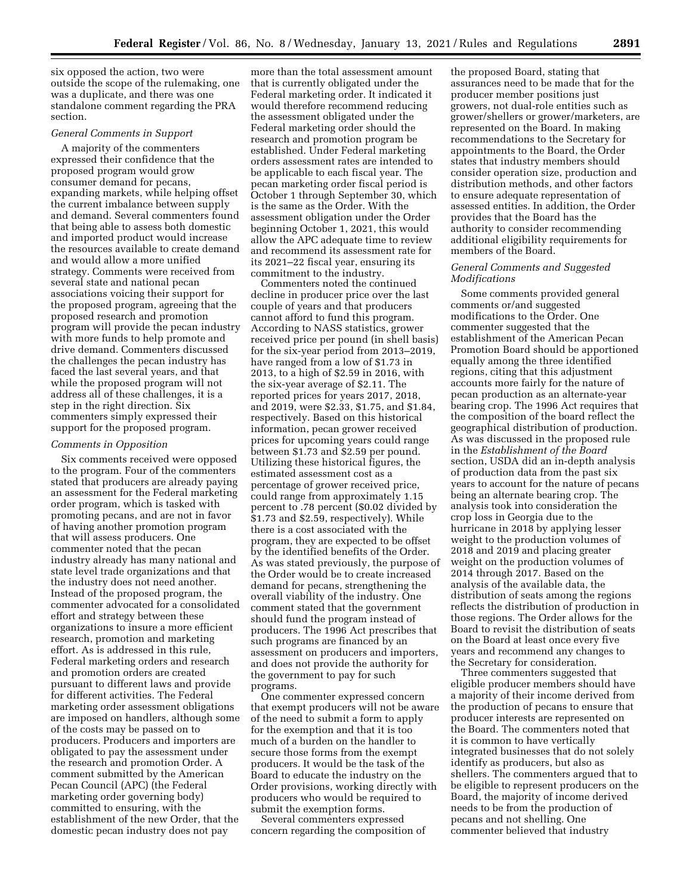six opposed the action, two were outside the scope of the rulemaking, one was a duplicate, and there was one standalone comment regarding the PRA section.

*General Comments in Support*

A majority of the commenters expressed their confidence that the proposed program would grow consumer demand for pecans, expanding markets, while helping offset the current imbalance between supply and demand. Several commenters found that being able to assess both domestic and imported product would increase the resources available to create demand and would allow a more unified strategy. Comments were received from several state and national pecan associations voicing their support for the proposed program, agreeing that the proposed research and promotion program will provide the pecan industry with more funds to help promote and drive demand. Commenters discussed the challenges the pecan industry has faced the last several years, and that while the proposed program will not address all of these challenges, it is a step in the right direction. Six commenters simply expressed their support for the proposed program.

*Comments in Opposition*

Six comments received were opposed to the program. Four of the commenters stated that producers are already paying an assessment for the Federal marketing order program, which is tasked with promoting pecans, and are not in favor of having another promotion program that will assess producers. One commenter noted that the pecan industry already has many national and state level trade organizations and that the industry does not need another. Instead of the proposed program, the commenter advocated for a consolidated effort and strategy between these organizations to insure a more efficient research, promotion and marketing effort. As is addressed in this rule, Federal marketing orders and research and promotion orders are created pursuant to different laws and provide for different activities. The Federal marketing order assessment obligations are imposed on handlers, although some of the costs may be passed on to producers. Producers and importers are obligated to pay the assessment under the research and promotion Order. A comment submitted by the American Pecan Council (APC) (the Federal marketing order governing body) committed to ensuring, with the establishment of the new Order, that the domestic pecan industry does not pay more than the total assessment amount that is currently obligated under the Federal marketing order. It indicated it would therefore recommend reducing the assessment obligated under the Federal marketing order should the research and promotion program be established. Under Federal marketing orders assessment rates are intended to be applicable to each fiscal year. The pecan marketing order fiscal period is October 1 through September 30, which is the same as the Order. With the assessment obligation under the Order beginning October 1, 2021, this would allow the APC adequate time to review and recommend its assessment rate for its 2021–22 fiscal year, ensuring its commitment to the industry.

Commenters noted the continued decline in producer price over the last couple of years and that producers cannot afford to fund this program. According to NASS statistics, grower received price per pound (in shell basis) for the six-year period from 2013–2019, have ranged from a low of $1.73 in 2013, to a high of $2.59 in 2016, with the six-year average of $2.11. The reported prices for years 2017, 2018, and 2019, were $2.33, $1.75, and $1.84, respectively. Based on this historical information, pecan grower received prices for upcoming years could range between $1.73 and $2.59 per pound. Utilizing these historical figures, the estimated assessment cost as a percentage of grower received price, could range from approximately 1.15 percent to .78 percent ($0.02 divided by $1.73 and $2.59, respectively). While there is a cost associated with the program, they are expected to be offset by the identified benefits of the Order. As was stated previously, the purpose of the Order would be to create increased demand for pecans, strengthening the overall viability of the industry. One comment stated that the government should fund the program instead of producers. The 1996 Act prescribes that such programs are financed by an assessment on producers and importers, and does not provide the authority for the government to pay for such programs.

One commenter expressed concern that exempt producers will not be aware of the need to submit a form to apply for the exemption and that it is too much of a burden on the handler to secure those forms from the exempt producers. It would be the task of the Board to educate the industry on the Order provisions, working directly with producers who would be required to submit the exemption forms.

Several commenters expressed concern regarding the composition of the proposed Board, stating that assurances need to be made that for the producer member positions just growers, not dual-role entities such as grower/shellers or grower/marketers, are represented on the Board. In making recommendations to the Secretary for appointments to the Board, the Order states that industry members should consider operation size, production and distribution methods, and other factors to ensure adequate representation of assessed entities. In addition, the Order provides that the Board has the authority to consider recommending additional eligibility requirements for members of the Board.

*General Comments and Suggested Modifications*

Some comments provided general comments or/and suggested modifications to the Order. One commenter suggested that the establishment of the American Pecan Promotion Board should be apportioned equally among the three identified regions, citing that this adjustment accounts more fairly for the nature of pecan production as an alternate-year bearing crop. The 1996 Act requires that the composition of the board reflect the geographical distribution of production. As was discussed in the proposed rule in the *Establishment of the Board* section, USDA did an in-depth analysis of production data from the past six years to account for the nature of pecans being an alternate bearing crop. The analysis took into consideration the crop loss in Georgia due to the hurricane in 2018 by applying lesser weight to the production volumes of 2018 and 2019 and placing greater weight on the production volumes of 2014 through 2017. Based on the analysis of the available data, the distribution of seats among the regions reflects the distribution of production in those regions. The Order allows for the Board to revisit the distribution of seats on the Board at least once every five years and recommend any changes to the Secretary for consideration.

Three commenters suggested that eligible producer members should have a majority of their income derived from the production of pecans to ensure that producer interests are represented on the Board. The commenters noted that it is common to have vertically integrated businesses that do not solely identify as producers, but also as shellers. The commenters argued that to be eligible to represent producers on the Board, the majority of income derived needs to be from the production of pecans and not shelling. One commenter believed that industry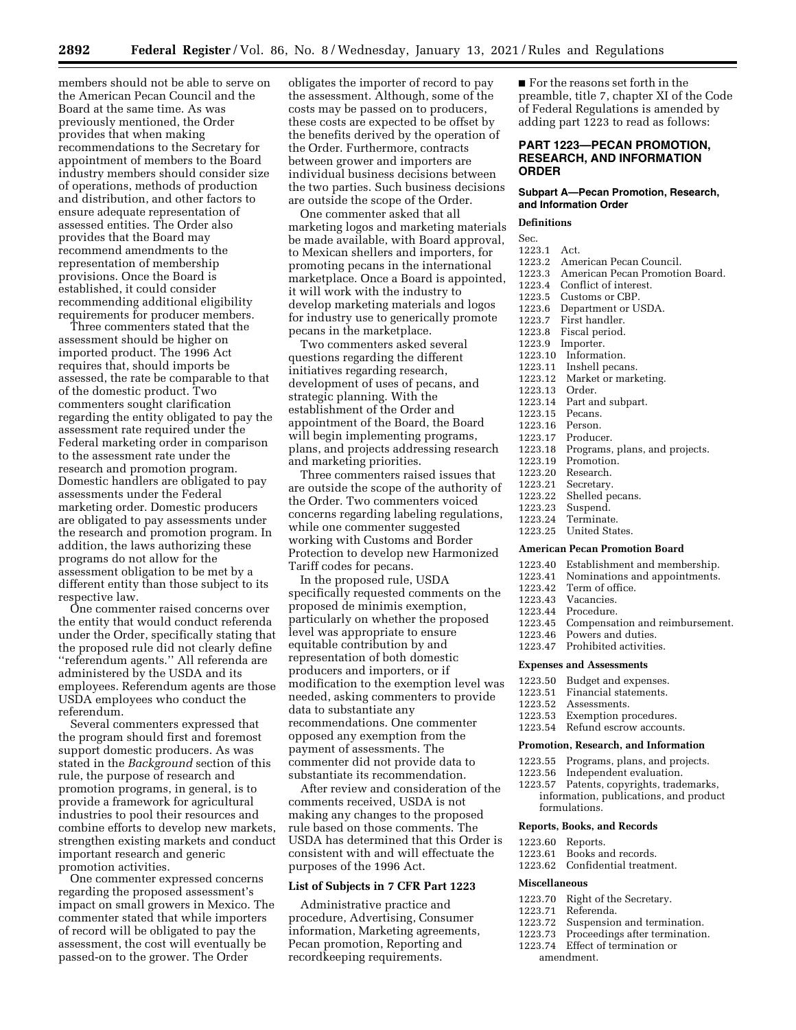members should not be able to serve on the American Pecan Council and the Board at the same time. As was previously mentioned, the Order provides that when making recommendations to the Secretary for appointment of members to the Board industry members should consider size of operations, methods of production and distribution, and other factors to ensure adequate representation of assessed entities. The Order also provides that the Board may recommend amendments to the representation of membership provisions. Once the Board is established, it could consider recommending additional eligibility requirements for producer members.

Three commenters stated that the assessment should be higher on imported product. The 1996 Act requires that, should imports be assessed, the rate be comparable to that of the domestic product. Two commenters sought clarification regarding the entity obligated to pay the assessment rate required under the Federal marketing order in comparison to the assessment rate under the research and promotion program. Domestic handlers are obligated to pay assessments under the Federal marketing order. Domestic producers are obligated to pay assessments under the research and promotion program. In addition, the laws authorizing these programs do not allow for the assessment obligation to be met by a different entity than those subject to its respective law.

One commenter raised concerns over the entity that would conduct referenda under the Order, specifically stating that the proposed rule did not clearly define "referendum agents." All referenda are administered by the USDA and its employees. Referendum agents are those USDA employees who conduct the referendum.

Several commenters expressed that the program should first and foremost support domestic producers. As was stated in the *Background* section of this rule, the purpose of research and promotion programs, in general, is to provide a framework for agricultural industries to pool their resources and combine efforts to develop new markets, strengthen existing markets and conduct important research and generic promotion activities.

One commenter expressed concerns regarding the proposed assessment's impact on small growers in Mexico. The commenter stated that while importers of record will be obligated to pay the assessment, the cost will eventually be passed-on to the grower. The Order obligates the importer of record to pay the assessment. Although, some of the costs may be passed on to producers, these costs are expected to be offset by the benefits derived by the operation of the Order. Furthermore, contracts between grower and importers are individual business decisions between the two parties. Such business decisions are outside the scope of the Order.

One commenter asked that all marketing logos and marketing materials be made available, with Board approval, to Mexican shellers and importers, for promoting pecans in the international marketplace. Once a Board is appointed, it will work with the industry to develop marketing materials and logos for industry use to generically promote pecans in the marketplace.

Two commenters asked several questions regarding the different initiatives regarding research, development of uses of pecans, and strategic planning. With the establishment of the Order and appointment of the Board, the Board will begin implementing programs, plans, and projects addressing research and marketing priorities.

Three commenters raised issues that are outside the scope of the authority of the Order. Two commenters voiced concerns regarding labeling regulations, while one commenter suggested working with Customs and Border Protection to develop new Harmonized Tariff codes for pecans.

In the proposed rule, USDA specifically requested comments on the proposed de minimis exemption, particularly on whether the proposed level was appropriate to ensure equitable contribution by and representation of both domestic producers and importers, or if modification to the exemption level was needed, asking commenters to provide data to substantiate any recommendations. One commenter opposed any exemption from the payment of assessments. The commenter did not provide data to substantiate its recommendation.

After review and consideration of the comments received, USDA is not making any changes to the proposed rule based on those comments. The USDA has determined that this Order is consistent with and will effectuate the purposes of the 1996 Act.

## List of Subjects in 7 CFR Part 1223

Administrative practice and procedure, Advertising, Consumer information, Marketing agreements, Pecan promotion, Reporting and recordkeeping requirements.

■ For the reasons set forth in the preamble, title 7, chapter XI of the Code of Federal Regulations is amended by adding part 1223 to read as follows:

## PART 1223—PECAN PROMOTION, RESEARCH, AND INFORMATION ORDER

### Subpart A—Pecan Promotion, Research, and Information Order

**Definitions**

Sec.
1223.1 Act.
1223.2 American Pecan Council.
1223.3 American Pecan Promotion Board.
1223.4 Conflict of interest.
1223.5 Customs or CBP.
1223.6 Department or USDA.
1223.7 First handler.
1223.8 Fiscal period.
1223.9 Importer.
1223.10 Information.
1223.11 Inshell pecans.
1223.12 Market or marketing.
1223.13 Order.
1223.14 Part and subpart.
1223.15 Pecans.
1223.16 Person.
1223.17 Producer.
1223.18 Programs, plans, and projects.
1223.19 Promotion.
1223.20 Research.
1223.21 Secretary.
1223.22 Shelled pecans.
1223.23 Suspend.
1223.24 Terminate.
1223.25 United States.

**American Pecan Promotion Board**

1223.40 Establishment and membership.
1223.41 Nominations and appointments.
1223.42 Term of office.
1223.43 Vacancies.
1223.44 Procedure.
1223.45 Compensation and reimbursement.
1223.46 Powers and duties.
1223.47 Prohibited activities.

**Expenses and Assessments**

1223.50 Budget and expenses.
1223.51 Financial statements.
1223.52 Assessments.
1223.53 Exemption procedures.
1223.54 Refund escrow accounts.

**Promotion, Research, and Information**

1223.55 Programs, plans, and projects.
1223.56 Independent evaluation.
1223.57 Patents, copyrights, trademarks, information, publications, and product formulations.

**Reports, Books, and Records**

1223.60 Reports.
1223.61 Books and records.
1223.62 Confidential treatment.

**Miscellaneous**

1223.70 Right of the Secretary.
1223.71 Referenda.
1223.72 Suspension and termination.
1223.73 Proceedings after termination.
1223.74 Effect of termination or amendment.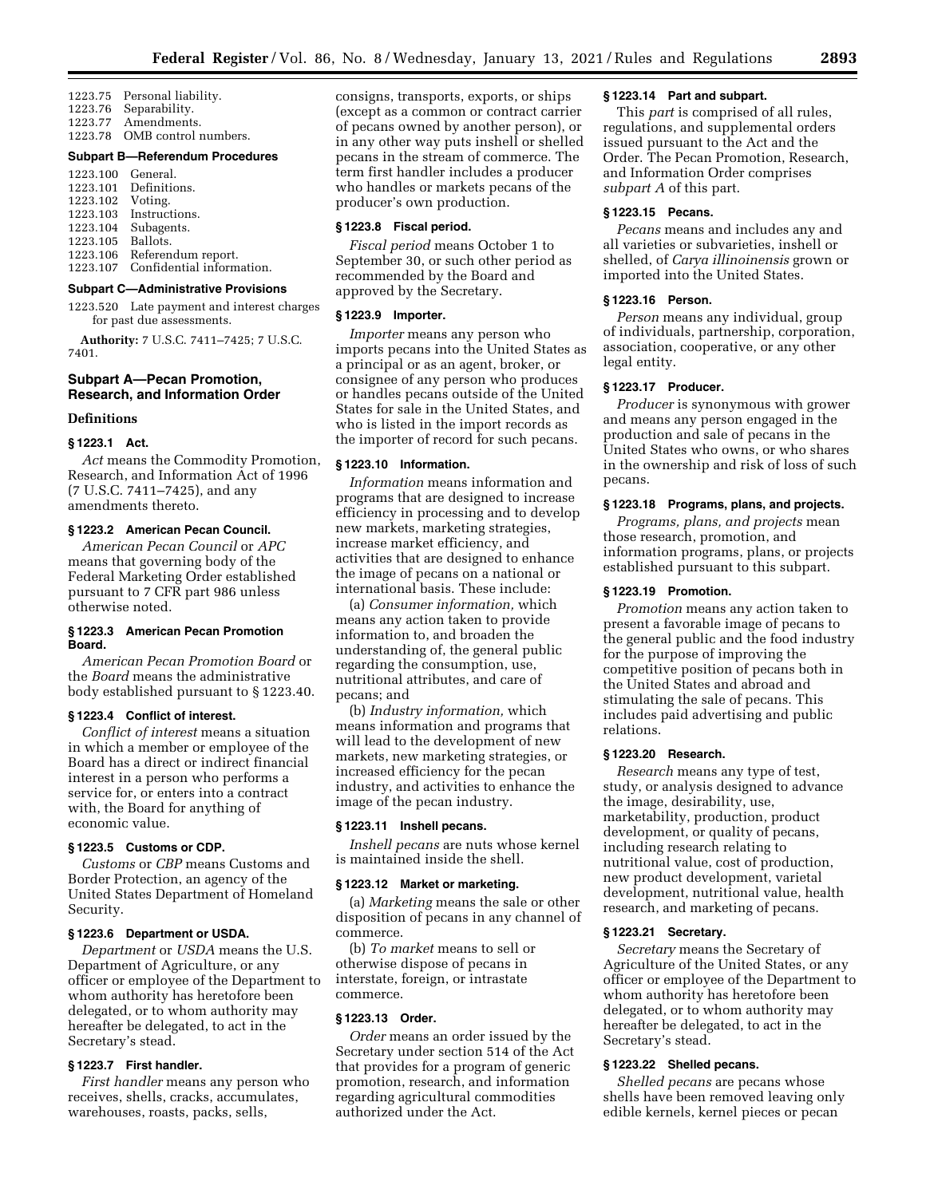1223.75 Personal liability.
1223.76 Separability.
1223.77 Amendments.
1223.78 OMB control numbers.

**Subpart B—Referendum Procedures**

1223.100 General.
1223.101 Definitions.
1223.102 Voting.
1223.103 Instructions.
1223.104 Subagents.
1223.105 Ballots.
1223.106 Referendum report.
1223.107 Confidential information.

**Subpart C—Administrative Provisions**

1223.520 Late payment and interest charges for past due assessments.

**Authority:** 7 U.S.C. 7411–7425; 7 U.S.C. 7401.

## Subpart A—Pecan Promotion, Research, and Information Order

### Definitions

#### § 1223.1 Act.

*Act* means the Commodity Promotion, Research, and Information Act of 1996 (7 U.S.C. 7411–7425), and any amendments thereto.

#### § 1223.2 American Pecan Council.

*American Pecan Council* or *APC* means that governing body of the Federal Marketing Order established pursuant to 7 CFR part 986 unless otherwise noted.

#### § 1223.3 American Pecan Promotion Board.

*American Pecan Promotion Board* or the *Board* means the administrative body established pursuant to § 1223.40.

#### § 1223.4 Conflict of interest.

*Conflict of interest* means a situation in which a member or employee of the Board has a direct or indirect financial interest in a person who performs a service for, or enters into a contract with, the Board for anything of economic value.

#### § 1223.5 Customs or CDP.

*Customs* or *CBP* means Customs and Border Protection, an agency of the United States Department of Homeland Security.

#### § 1223.6 Department or USDA.

*Department* or *USDA* means the U.S. Department of Agriculture, or any officer or employee of the Department to whom authority has heretofore been delegated, or to whom authority may hereafter be delegated, to act in the Secretary's stead.

#### § 1223.7 First handler.

*First handler* means any person who receives, shells, cracks, accumulates, warehouses, roasts, packs, sells, consigns, transports, exports, or ships (except as a common or contract carrier of pecans owned by another person), or in any other way puts inshell or shelled pecans in the stream of commerce. The term first handler includes a producer who handles or markets pecans of the producer's own production.

#### § 1223.8 Fiscal period.

*Fiscal period* means October 1 to September 30, or such other period as recommended by the Board and approved by the Secretary.

#### § 1223.9 Importer.

*Importer* means any person who imports pecans into the United States as a principal or as an agent, broker, or consignee of any person who produces or handles pecans outside of the United States for sale in the United States, and who is listed in the import records as the importer of record for such pecans.

#### § 1223.10 Information.

*Information* means information and programs that are designed to increase efficiency in processing and to develop new markets, marketing strategies, increase market efficiency, and activities that are designed to enhance the image of pecans on a national or international basis. These include:

(a) *Consumer information,* which means any action taken to provide information to, and broaden the understanding of, the general public regarding the consumption, use, nutritional attributes, and care of pecans; and

(b) *Industry information,* which means information and programs that will lead to the development of new markets, new marketing strategies, or increased efficiency for the pecan industry, and activities to enhance the image of the pecan industry.

#### § 1223.11 Inshell pecans.

*Inshell pecans* are nuts whose kernel is maintained inside the shell.

#### § 1223.12 Market or marketing.

(a) *Marketing* means the sale or other disposition of pecans in any channel of commerce.

(b) *To market* means to sell or otherwise dispose of pecans in interstate, foreign, or intrastate commerce.

#### § 1223.13 Order.

*Order* means an order issued by the Secretary under section 514 of the Act that provides for a program of generic promotion, research, and information regarding agricultural commodities authorized under the Act.

#### § 1223.14 Part and subpart.

This *part* is comprised of all rules, regulations, and supplemental orders issued pursuant to the Act and the Order. The Pecan Promotion, Research, and Information Order comprises *subpart A* of this part.

#### § 1223.15 Pecans.

*Pecans* means and includes any and all varieties or subvarieties, inshell or shelled, of *Carya illinoinensis* grown or imported into the United States.

#### § 1223.16 Person.

*Person* means any individual, group of individuals, partnership, corporation, association, cooperative, or any other legal entity.

#### § 1223.17 Producer.

*Producer* is synonymous with grower and means any person engaged in the production and sale of pecans in the United States who owns, or who shares in the ownership and risk of loss of such pecans.

#### § 1223.18 Programs, plans, and projects.

*Programs, plans, and projects* mean those research, promotion, and information programs, plans, or projects established pursuant to this subpart.

#### § 1223.19 Promotion.

*Promotion* means any action taken to present a favorable image of pecans to the general public and the food industry for the purpose of improving the competitive position of pecans both in the United States and abroad and stimulating the sale of pecans. This includes paid advertising and public relations.

#### § 1223.20 Research.

*Research* means any type of test, study, or analysis designed to advance the image, desirability, use, marketability, production, product development, or quality of pecans, including research relating to nutritional value, cost of production, new product development, varietal development, nutritional value, health research, and marketing of pecans.

#### § 1223.21 Secretary.

*Secretary* means the Secretary of Agriculture of the United States, or any officer or employee of the Department to whom authority has heretofore been delegated, or to whom authority may hereafter be delegated, to act in the Secretary's stead.

#### § 1223.22 Shelled pecans.

*Shelled pecans* are pecans whose shells have been removed leaving only edible kernels, kernel pieces or pecan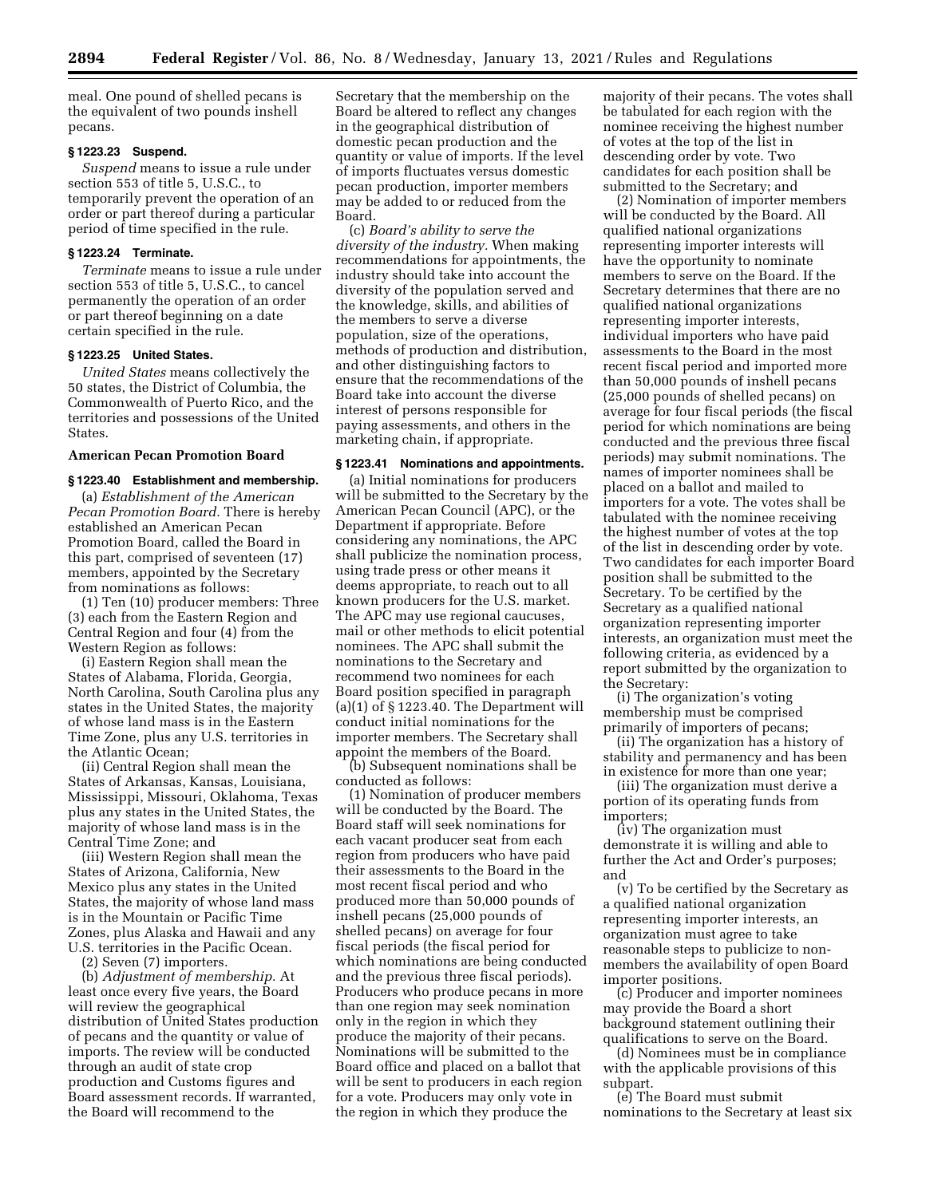meal. One pound of shelled pecans is the equivalent of two pounds inshell pecans.

### § 1223.23 Suspend.

*Suspend* means to issue a rule under section 553 of title 5, U.S.C., to temporarily prevent the operation of an order or part thereof during a particular period of time specified in the rule.

### § 1223.24 Terminate.

*Terminate* means to issue a rule under section 553 of title 5, U.S.C., to cancel permanently the operation of an order or part thereof beginning on a date certain specified in the rule.

### § 1223.25 United States.

*United States* means collectively the 50 states, the District of Columbia, the Commonwealth of Puerto Rico, and the territories and possessions of the United States.

## American Pecan Promotion Board

### § 1223.40 Establishment and membership.

(a) *Establishment of the American Pecan Promotion Board.* There is hereby established an American Pecan Promotion Board, called the Board in this part, comprised of seventeen (17) members, appointed by the Secretary from nominations as follows:

(1) Ten (10) producer members: Three (3) each from the Eastern Region and Central Region and four (4) from the Western Region as follows:

(i) Eastern Region shall mean the States of Alabama, Florida, Georgia, North Carolina, South Carolina plus any states in the United States, the majority of whose land mass is in the Eastern Time Zone, plus any U.S. territories in the Atlantic Ocean;

(ii) Central Region shall mean the States of Arkansas, Kansas, Louisiana, Mississippi, Missouri, Oklahoma, Texas plus any states in the United States, the majority of whose land mass is in the Central Time Zone; and

(iii) Western Region shall mean the States of Arizona, California, New Mexico plus any states in the United States, the majority of whose land mass is in the Mountain or Pacific Time Zones, plus Alaska and Hawaii and any U.S. territories in the Pacific Ocean.

(2) Seven (7) importers.

(b) *Adjustment of membership.* At least once every five years, the Board will review the geographical distribution of United States production of pecans and the quantity or value of imports. The review will be conducted through an audit of state crop production and Customs figures and Board assessment records. If warranted, the Board will recommend to the Secretary that the membership on the Board be altered to reflect any changes in the geographical distribution of domestic pecan production and the quantity or value of imports. If the level of imports fluctuates versus domestic pecan production, importer members may be added to or reduced from the Board.

(c) *Board's ability to serve the diversity of the industry.* When making recommendations for appointments, the industry should take into account the diversity of the population served and the knowledge, skills, and abilities of the members to serve a diverse population, size of the operations, methods of production and distribution, and other distinguishing factors to ensure that the recommendations of the Board take into account the diverse interest of persons responsible for paying assessments, and others in the marketing chain, if appropriate.

### § 1223.41 Nominations and appointments.

(a) Initial nominations for producers will be submitted to the Secretary by the American Pecan Council (APC), or the Department if appropriate. Before considering any nominations, the APC shall publicize the nomination process, using trade press or other means it deems appropriate, to reach out to all known producers for the U.S. market. The APC may use regional caucuses, mail or other methods to elicit potential nominees. The APC shall submit the nominations to the Secretary and recommend two nominees for each Board position specified in paragraph (a)(1) of § 1223.40. The Department will conduct initial nominations for the importer members. The Secretary shall appoint the members of the Board.

(b) Subsequent nominations shall be conducted as follows:

(1) Nomination of producer members will be conducted by the Board. The Board staff will seek nominations for each vacant producer seat from each region from producers who have paid their assessments to the Board in the most recent fiscal period and who produced more than 50,000 pounds of inshell pecans (25,000 pounds of shelled pecans) on average for four fiscal periods (the fiscal period for which nominations are being conducted and the previous three fiscal periods). Producers who produce pecans in more than one region may seek nomination only in the region in which they produce the majority of their pecans. Nominations will be submitted to the Board office and placed on a ballot that will be sent to producers in each region for a vote. Producers may only vote in the region in which they produce the majority of their pecans. The votes shall be tabulated for each region with the nominee receiving the highest number of votes at the top of the list in descending order by vote. Two candidates for each position shall be submitted to the Secretary; and

(2) Nomination of importer members will be conducted by the Board. All qualified national organizations representing importer interests will have the opportunity to nominate members to serve on the Board. If the Secretary determines that there are no qualified national organizations representing importer interests, individual importers who have paid assessments to the Board in the most recent fiscal period and imported more than 50,000 pounds of inshell pecans (25,000 pounds of shelled pecans) on average for four fiscal periods (the fiscal period for which nominations are being conducted and the previous three fiscal periods) may submit nominations. The names of importer nominees shall be placed on a ballot and mailed to importers for a vote. The votes shall be tabulated with the nominee receiving the highest number of votes at the top of the list in descending order by vote. Two candidates for each importer Board position shall be submitted to the Secretary. To be certified by the Secretary as a qualified national organization representing importer interests, an organization must meet the following criteria, as evidenced by a report submitted by the organization to the Secretary:

(i) The organization's voting membership must be comprised primarily of importers of pecans;

(ii) The organization has a history of stability and permanency and has been in existence for more than one year;

(iii) The organization must derive a portion of its operating funds from importers;

(iv) The organization must demonstrate it is willing and able to further the Act and Order's purposes; and

(v) To be certified by the Secretary as a qualified national organization representing importer interests, an organization must agree to take reasonable steps to publicize to non-members the availability of open Board importer positions.

(c) Producer and importer nominees may provide the Board a short background statement outlining their qualifications to serve on the Board.

(d) Nominees must be in compliance with the applicable provisions of this subpart.

(e) The Board must submit nominations to the Secretary at least six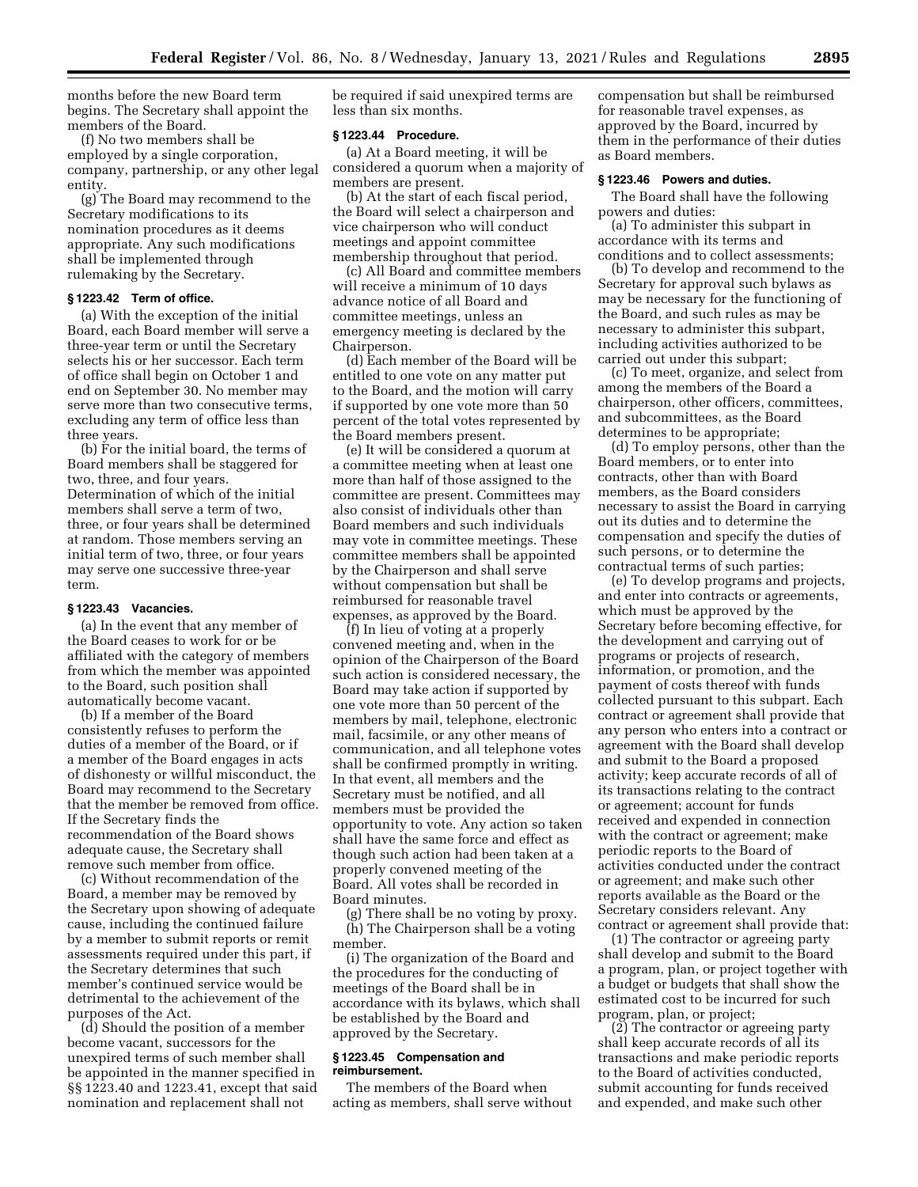months before the new Board term begins. The Secretary shall appoint the members of the Board.

(f) No two members shall be employed by a single corporation, company, partnership, or any other legal entity.

(g) The Board may recommend to the Secretary modifications to its nomination procedures as it deems appropriate. Any such modifications shall be implemented through rulemaking by the Secretary.

### § 1223.42 Term of office.

(a) With the exception of the initial Board, each Board member will serve a three-year term or until the Secretary selects his or her successor. Each term of office shall begin on October 1 and end on September 30. No member may serve more than two consecutive terms, excluding any term of office less than three years.

(b) For the initial board, the terms of Board members shall be staggered for two, three, and four years. Determination of which of the initial members shall serve a term of two, three, or four years shall be determined at random. Those members serving an initial term of two, three, or four years may serve one successive three-year term.

### § 1223.43 Vacancies.

(a) In the event that any member of the Board ceases to work for or be affiliated with the category of members from which the member was appointed to the Board, such position shall automatically become vacant.

(b) If a member of the Board consistently refuses to perform the duties of a member of the Board, or if a member of the Board engages in acts of dishonesty or willful misconduct, the Board may recommend to the Secretary that the member be removed from office. If the Secretary finds the recommendation of the Board shows adequate cause, the Secretary shall remove such member from office.

(c) Without recommendation of the Board, a member may be removed by the Secretary upon showing of adequate cause, including the continued failure by a member to submit reports or remit assessments required under this part, if the Secretary determines that such member's continued service would be detrimental to the achievement of the purposes of the Act.

(d) Should the position of a member become vacant, successors for the unexpired terms of such member shall be appointed in the manner specified in §§ 1223.40 and 1223.41, except that said nomination and replacement shall not be required if said unexpired terms are less than six months.

### § 1223.44 Procedure.

(a) At a Board meeting, it will be considered a quorum when a majority of members are present.

(b) At the start of each fiscal period, the Board will select a chairperson and vice chairperson who will conduct meetings and appoint committee membership throughout that period.

(c) All Board and committee members will receive a minimum of 10 days advance notice of all Board and committee meetings, unless an emergency meeting is declared by the Chairperson.

(d) Each member of the Board will be entitled to one vote on any matter put to the Board, and the motion will carry if supported by one vote more than 50 percent of the total votes represented by the Board members present.

(e) It will be considered a quorum at a committee meeting when at least one more than half of those assigned to the committee are present. Committees may also consist of individuals other than Board members and such individuals may vote in committee meetings. These committee members shall be appointed by the Chairperson and shall serve without compensation but shall be reimbursed for reasonable travel expenses, as approved by the Board.

(f) In lieu of voting at a properly convened meeting and, when in the opinion of the Chairperson of the Board such action is considered necessary, the Board may take action if supported by one vote more than 50 percent of the members by mail, telephone, electronic mail, facsimile, or any other means of communication, and all telephone votes shall be confirmed promptly in writing. In that event, all members and the Secretary must be notified, and all members must be provided the opportunity to vote. Any action so taken shall have the same force and effect as though such action had been taken at a properly convened meeting of the Board. All votes shall be recorded in Board minutes.

(g) There shall be no voting by proxy.

(h) The Chairperson shall be a voting member.

(i) The organization of the Board and the procedures for the conducting of meetings of the Board shall be in accordance with its bylaws, which shall be established by the Board and approved by the Secretary.

### § 1223.45 Compensation and reimbursement.

The members of the Board when acting as members, shall serve without compensation but shall be reimbursed for reasonable travel expenses, as approved by the Board, incurred by them in the performance of their duties as Board members.

### § 1223.46 Powers and duties.

The Board shall have the following powers and duties:

(a) To administer this subpart in accordance with its terms and conditions and to collect assessments;

(b) To develop and recommend to the Secretary for approval such bylaws as may be necessary for the functioning of the Board, and such rules as may be necessary to administer this subpart, including activities authorized to be carried out under this subpart;

(c) To meet, organize, and select from among the members of the Board a chairperson, other officers, committees, and subcommittees, as the Board determines to be appropriate;

(d) To employ persons, other than the Board members, or to enter into contracts, other than with Board members, as the Board considers necessary to assist the Board in carrying out its duties and to determine the compensation and specify the duties of such persons, or to determine the contractual terms of such parties;

(e) To develop programs and projects, and enter into contracts or agreements, which must be approved by the Secretary before becoming effective, for the development and carrying out of programs or projects of research, information, or promotion, and the payment of costs thereof with funds collected pursuant to this subpart. Each contract or agreement shall provide that any person who enters into a contract or agreement with the Board shall develop and submit to the Board a proposed activity; keep accurate records of all of its transactions relating to the contract or agreement; account for funds received and expended in connection with the contract or agreement; make periodic reports to the Board of activities conducted under the contract or agreement; and make such other reports available as the Board or the Secretary considers relevant. Any contract or agreement shall provide that:

(1) The contractor or agreeing party shall develop and submit to the Board a program, plan, or project together with a budget or budgets that shall show the estimated cost to be incurred for such program, plan, or project;

(2) The contractor or agreeing party shall keep accurate records of all its transactions and make periodic reports to the Board of activities conducted, submit accounting for funds received and expended, and make such other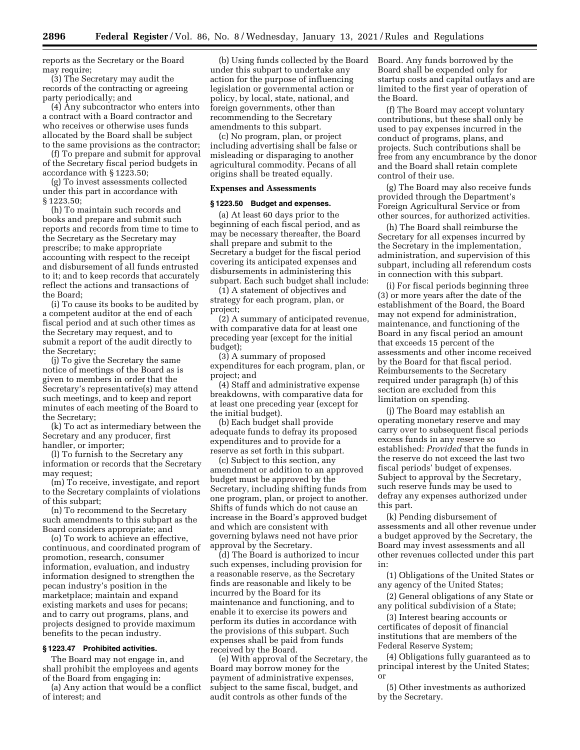reports as the Secretary or the Board may require;

(3) The Secretary may audit the records of the contracting or agreeing party periodically; and

(4) Any subcontractor who enters into a contract with a Board contractor and who receives or otherwise uses funds allocated by the Board shall be subject to the same provisions as the contractor;

(f) To prepare and submit for approval of the Secretary fiscal period budgets in accordance with § 1223.50;

(g) To invest assessments collected under this part in accordance with § 1223.50;

(h) To maintain such records and books and prepare and submit such reports and records from time to time to the Secretary as the Secretary may prescribe; to make appropriate accounting with respect to the receipt and disbursement of all funds entrusted to it; and to keep records that accurately reflect the actions and transactions of the Board;

(i) To cause its books to be audited by a competent auditor at the end of each fiscal period and at such other times as the Secretary may request, and to submit a report of the audit directly to the Secretary;

(j) To give the Secretary the same notice of meetings of the Board as is given to members in order that the Secretary's representative(s) may attend such meetings, and to keep and report minutes of each meeting of the Board to the Secretary;

(k) To act as intermediary between the Secretary and any producer, first handler, or importer;

(l) To furnish to the Secretary any information or records that the Secretary may request;

(m) To receive, investigate, and report to the Secretary complaints of violations of this subpart;

(n) To recommend to the Secretary such amendments to this subpart as the Board considers appropriate; and

(o) To work to achieve an effective, continuous, and coordinated program of promotion, research, consumer information, evaluation, and industry information designed to strengthen the pecan industry's position in the marketplace; maintain and expand existing markets and uses for pecans; and to carry out programs, plans, and projects designed to provide maximum benefits to the pecan industry.

**§ 1223.47 Prohibited activities.**

The Board may not engage in, and shall prohibit the employees and agents of the Board from engaging in:

(a) Any action that would be a conflict of interest; and

(b) Using funds collected by the Board under this subpart to undertake any action for the purpose of influencing legislation or governmental action or policy, by local, state, national, and foreign governments, other than recommending to the Secretary amendments to this subpart.

(c) No program, plan, or project including advertising shall be false or misleading or disparaging to another agricultural commodity. Pecans of all origins shall be treated equally.

**Expenses and Assessments**

**§ 1223.50 Budget and expenses.**

(a) At least 60 days prior to the beginning of each fiscal period, and as may be necessary thereafter, the Board shall prepare and submit to the Secretary a budget for the fiscal period covering its anticipated expenses and disbursements in administering this subpart. Each such budget shall include:

(1) A statement of objectives and strategy for each program, plan, or project;

(2) A summary of anticipated revenue, with comparative data for at least one preceding year (except for the initial budget);

(3) A summary of proposed expenditures for each program, plan, or project; and

(4) Staff and administrative expense breakdowns, with comparative data for at least one preceding year (except for the initial budget).

(b) Each budget shall provide adequate funds to defray its proposed expenditures and to provide for a reserve as set forth in this subpart.

(c) Subject to this section, any amendment or addition to an approved budget must be approved by the Secretary, including shifting funds from one program, plan, or project to another. Shifts of funds which do not cause an increase in the Board's approved budget and which are consistent with governing bylaws need not have prior approval by the Secretary.

(d) The Board is authorized to incur such expenses, including provision for a reasonable reserve, as the Secretary finds are reasonable and likely to be incurred by the Board for its maintenance and functioning, and to enable it to exercise its powers and perform its duties in accordance with the provisions of this subpart. Such expenses shall be paid from funds received by the Board.

(e) With approval of the Secretary, the Board may borrow money for the payment of administrative expenses, subject to the same fiscal, budget, and audit controls as other funds of the Board. Any funds borrowed by the Board shall be expended only for startup costs and capital outlays and are limited to the first year of operation of the Board.

(f) The Board may accept voluntary contributions, but these shall only be used to pay expenses incurred in the conduct of programs, plans, and projects. Such contributions shall be free from any encumbrance by the donor and the Board shall retain complete control of their use.

(g) The Board may also receive funds provided through the Department's Foreign Agricultural Service or from other sources, for authorized activities.

(h) The Board shall reimburse the Secretary for all expenses incurred by the Secretary in the implementation, administration, and supervision of this subpart, including all referendum costs in connection with this subpart.

(i) For fiscal periods beginning three (3) or more years after the date of the establishment of the Board, the Board may not expend for administration, maintenance, and functioning of the Board in any fiscal period an amount that exceeds 15 percent of the assessments and other income received by the Board for that fiscal period. Reimbursements to the Secretary required under paragraph (h) of this section are excluded from this limitation on spending.

(j) The Board may establish an operating monetary reserve and may carry over to subsequent fiscal periods excess funds in any reserve so established: *Provided* that the funds in the reserve do not exceed the last two fiscal periods' budget of expenses. Subject to approval by the Secretary, such reserve funds may be used to defray any expenses authorized under this part.

(k) Pending disbursement of assessments and all other revenue under a budget approved by the Secretary, the Board may invest assessments and all other revenues collected under this part in:

(1) Obligations of the United States or any agency of the United States;

(2) General obligations of any State or any political subdivision of a State;

(3) Interest bearing accounts or certificates of deposit of financial institutions that are members of the Federal Reserve System;

(4) Obligations fully guaranteed as to principal interest by the United States; or

(5) Other investments as authorized by the Secretary.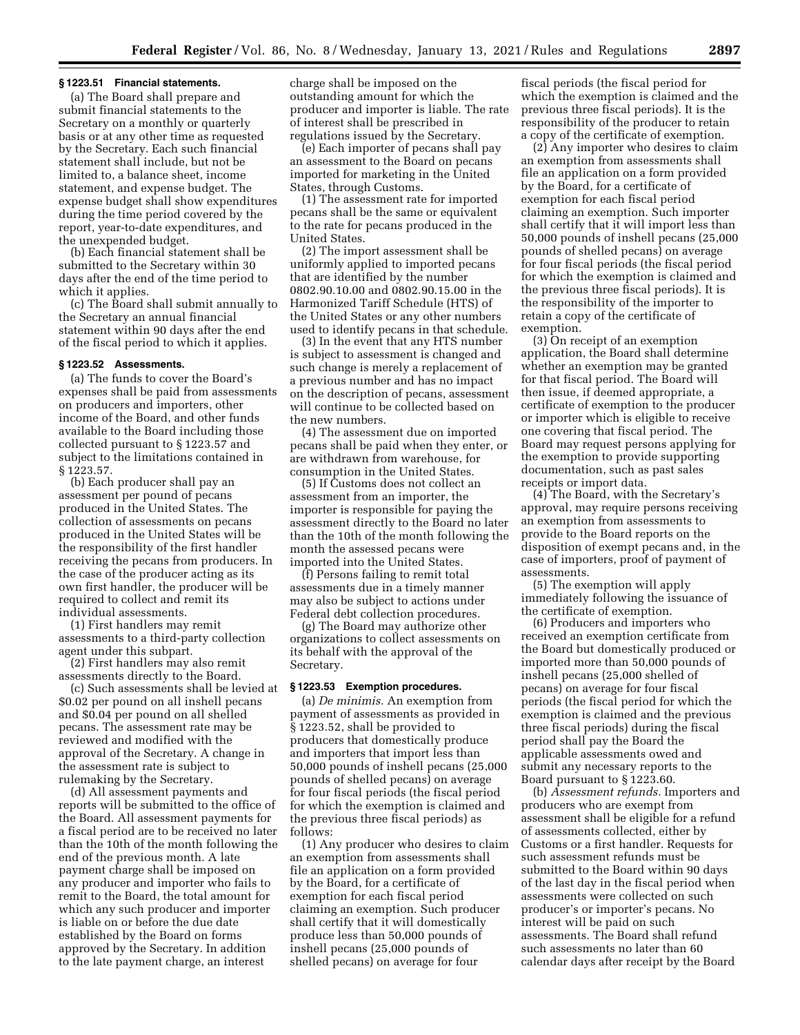### § 1223.51 Financial statements.

(a) The Board shall prepare and submit financial statements to the Secretary on a monthly or quarterly basis or at any other time as requested by the Secretary. Each such financial statement shall include, but not be limited to, a balance sheet, income statement, and expense budget. The expense budget shall show expenditures during the time period covered by the report, year-to-date expenditures, and the unexpended budget.

(b) Each financial statement shall be submitted to the Secretary within 30 days after the end of the time period to which it applies.

(c) The Board shall submit annually to the Secretary an annual financial statement within 90 days after the end of the fiscal period to which it applies.

### § 1223.52 Assessments.

(a) The funds to cover the Board's expenses shall be paid from assessments on producers and importers, other income of the Board, and other funds available to the Board including those collected pursuant to § 1223.57 and subject to the limitations contained in § 1223.57.

(b) Each producer shall pay an assessment per pound of pecans produced in the United States. The collection of assessments on pecans produced in the United States will be the responsibility of the first handler receiving the pecans from producers. In the case of the producer acting as its own first handler, the producer will be required to collect and remit its individual assessments.

(1) First handlers may remit assessments to a third-party collection agent under this subpart.

(2) First handlers may also remit assessments directly to the Board.

(c) Such assessments shall be levied at $0.02 per pound on all inshell pecans and $0.04 per pound on all shelled pecans. The assessment rate may be reviewed and modified with the approval of the Secretary. A change in the assessment rate is subject to rulemaking by the Secretary.

(d) All assessment payments and reports will be submitted to the office of the Board. All assessment payments for a fiscal period are to be received no later than the 10th of the month following the end of the previous month. A late payment charge shall be imposed on any producer and importer who fails to remit to the Board, the total amount for which any such producer and importer is liable on or before the due date established by the Board on forms approved by the Secretary. In addition to the late payment charge, an interest charge shall be imposed on the outstanding amount for which the producer and importer is liable. The rate of interest shall be prescribed in regulations issued by the Secretary.

(e) Each importer of pecans shall pay an assessment to the Board on pecans imported for marketing in the United States, through Customs.

(1) The assessment rate for imported pecans shall be the same or equivalent to the rate for pecans produced in the United States.

(2) The import assessment shall be uniformly applied to imported pecans that are identified by the number 0802.90.10.00 and 0802.90.15.00 in the Harmonized Tariff Schedule (HTS) of the United States or any other numbers used to identify pecans in that schedule.

(3) In the event that any HTS number is subject to assessment is changed and such change is merely a replacement of a previous number and has no impact on the description of pecans, assessment will continue to be collected based on the new numbers.

(4) The assessment due on imported pecans shall be paid when they enter, or are withdrawn from warehouse, for consumption in the United States.

(5) If Customs does not collect an assessment from an importer, the importer is responsible for paying the assessment directly to the Board no later than the 10th of the month following the month the assessed pecans were imported into the United States.

(f) Persons failing to remit total assessments due in a timely manner may also be subject to actions under Federal debt collection procedures.

(g) The Board may authorize other organizations to collect assessments on its behalf with the approval of the Secretary.

### § 1223.53 Exemption procedures.

(a) *De minimis.* An exemption from payment of assessments as provided in § 1223.52, shall be provided to producers that domestically produce and importers that import less than 50,000 pounds of inshell pecans (25,000 pounds of shelled pecans) on average for four fiscal periods (the fiscal period for which the exemption is claimed and the previous three fiscal periods) as follows:

(1) Any producer who desires to claim an exemption from assessments shall file an application on a form provided by the Board, for a certificate of exemption for each fiscal period claiming an exemption. Such producer shall certify that it will domestically produce less than 50,000 pounds of inshell pecans (25,000 pounds of shelled pecans) on average for four fiscal periods (the fiscal period for which the exemption is claimed and the previous three fiscal periods). It is the responsibility of the producer to retain a copy of the certificate of exemption.

(2) Any importer who desires to claim an exemption from assessments shall file an application on a form provided by the Board, for a certificate of exemption for each fiscal period claiming an exemption. Such importer shall certify that it will import less than 50,000 pounds of inshell pecans (25,000 pounds of shelled pecans) on average for four fiscal periods (the fiscal period for which the exemption is claimed and the previous three fiscal periods). It is the responsibility of the importer to retain a copy of the certificate of exemption.

(3) On receipt of an exemption application, the Board shall determine whether an exemption may be granted for that fiscal period. The Board will then issue, if deemed appropriate, a certificate of exemption to the producer or importer which is eligible to receive one covering that fiscal period. The Board may request persons applying for the exemption to provide supporting documentation, such as past sales receipts or import data.

(4) The Board, with the Secretary's approval, may require persons receiving an exemption from assessments to provide to the Board reports on the disposition of exempt pecans and, in the case of importers, proof of payment of assessments.

(5) The exemption will apply immediately following the issuance of the certificate of exemption.

(6) Producers and importers who received an exemption certificate from the Board but domestically produced or imported more than 50,000 pounds of inshell pecans (25,000 shelled of pecans) on average for four fiscal periods (the fiscal period for which the exemption is claimed and the previous three fiscal periods) during the fiscal period shall pay the Board the applicable assessments owed and submit any necessary reports to the Board pursuant to § 1223.60.

(b) *Assessment refunds.* Importers and producers who are exempt from assessment shall be eligible for a refund of assessments collected, either by Customs or a first handler. Requests for such assessment refunds must be submitted to the Board within 90 days of the last day in the fiscal period when assessments were collected on such producer's or importer's pecans. No interest will be paid on such assessments. The Board shall refund such assessments no later than 60 calendar days after receipt by the Board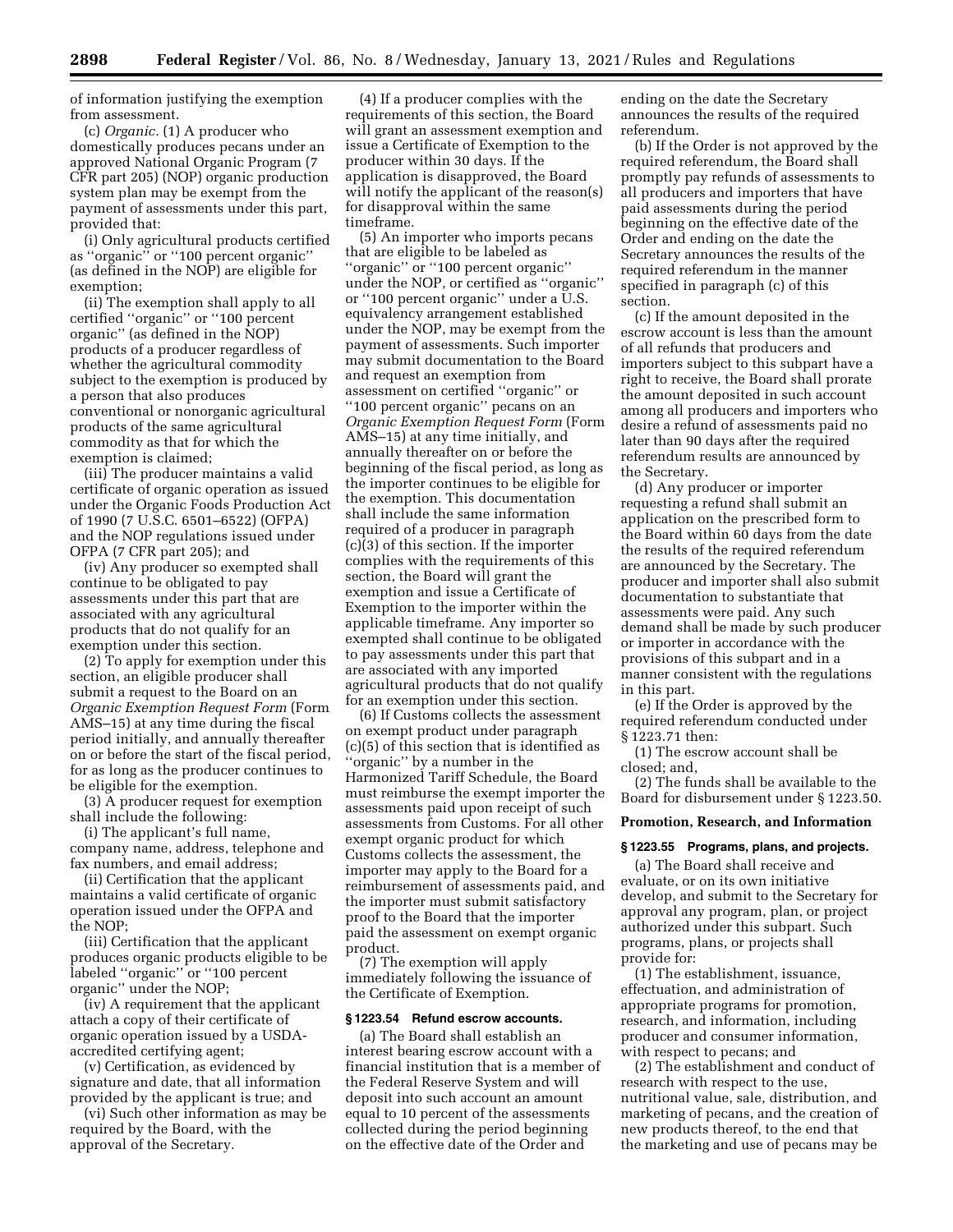of information justifying the exemption from assessment.

(c) *Organic.* (1) A producer who domestically produces pecans under an approved National Organic Program (7 CFR part 205) (NOP) organic production system plan may be exempt from the payment of assessments under this part, provided that:

(i) Only agricultural products certified as ''organic'' or ''100 percent organic'' (as defined in the NOP) are eligible for exemption;

(ii) The exemption shall apply to all certified ''organic'' or ''100 percent organic'' (as defined in the NOP) products of a producer regardless of whether the agricultural commodity subject to the exemption is produced by a person that also produces conventional or nonorganic agricultural products of the same agricultural commodity as that for which the exemption is claimed;

(iii) The producer maintains a valid certificate of organic operation as issued under the Organic Foods Production Act of 1990 (7 U.S.C. 6501–6522) (OFPA) and the NOP regulations issued under OFPA (7 CFR part 205); and

(iv) Any producer so exempted shall continue to be obligated to pay assessments under this part that are associated with any agricultural products that do not qualify for an exemption under this section.

(2) To apply for exemption under this section, an eligible producer shall submit a request to the Board on an *Organic Exemption Request Form* (Form AMS–15) at any time during the fiscal period initially, and annually thereafter on or before the start of the fiscal period, for as long as the producer continues to be eligible for the exemption.

(3) A producer request for exemption shall include the following:

(i) The applicant's full name, company name, address, telephone and fax numbers, and email address;

(ii) Certification that the applicant maintains a valid certificate of organic operation issued under the OFPA and the NOP;

(iii) Certification that the applicant produces organic products eligible to be labeled ''organic'' or ''100 percent organic'' under the NOP;

(iv) A requirement that the applicant attach a copy of their certificate of organic operation issued by a USDA-accredited certifying agent;

(v) Certification, as evidenced by signature and date, that all information provided by the applicant is true; and

(vi) Such other information as may be required by the Board, with the approval of the Secretary.

(4) If a producer complies with the requirements of this section, the Board will grant an assessment exemption and issue a Certificate of Exemption to the producer within 30 days. If the application is disapproved, the Board will notify the applicant of the reason(s) for disapproval within the same timeframe.

(5) An importer who imports pecans that are eligible to be labeled as ''organic'' or ''100 percent organic'' under the NOP, or certified as ''organic'' or ''100 percent organic'' under a U.S. equivalency arrangement established under the NOP, may be exempt from the payment of assessments. Such importer may submit documentation to the Board and request an exemption from assessment on certified ''organic'' or ''100 percent organic'' pecans on an *Organic Exemption Request Form* (Form AMS–15) at any time initially, and annually thereafter on or before the beginning of the fiscal period, as long as the importer continues to be eligible for the exemption. This documentation shall include the same information required of a producer in paragraph (c)(3) of this section. If the importer complies with the requirements of this section, the Board will grant the exemption and issue a Certificate of Exemption to the importer within the applicable timeframe. Any importer so exempted shall continue to be obligated to pay assessments under this part that are associated with any imported agricultural products that do not qualify for an exemption under this section.

(6) If Customs collects the assessment on exempt product under paragraph (c)(5) of this section that is identified as ''organic'' by a number in the Harmonized Tariff Schedule, the Board must reimburse the exempt importer the assessments paid upon receipt of such assessments from Customs. For all other exempt organic product for which Customs collects the assessment, the importer may apply to the Board for a reimbursement of assessments paid, and the importer must submit satisfactory proof to the Board that the importer paid the assessment on exempt organic product.

(7) The exemption will apply immediately following the issuance of the Certificate of Exemption.

### § 1223.54 Refund escrow accounts.

(a) The Board shall establish an interest bearing escrow account with a financial institution that is a member of the Federal Reserve System and will deposit into such account an amount equal to 10 percent of the assessments collected during the period beginning on the effective date of the Order and ending on the date the Secretary announces the results of the required referendum.

(b) If the Order is not approved by the required referendum, the Board shall promptly pay refunds of assessments to all producers and importers that have paid assessments during the period beginning on the effective date of the Order and ending on the date the Secretary announces the results of the required referendum in the manner specified in paragraph (c) of this section.

(c) If the amount deposited in the escrow account is less than the amount of all refunds that producers and importers subject to this subpart have a right to receive, the Board shall prorate the amount deposited in such account among all producers and importers who desire a refund of assessments paid no later than 90 days after the required referendum results are announced by the Secretary.

(d) Any producer or importer requesting a refund shall submit an application on the prescribed form to the Board within 60 days from the date the results of the required referendum are announced by the Secretary. The producer and importer shall also submit documentation to substantiate that assessments were paid. Any such demand shall be made by such producer or importer in accordance with the provisions of this subpart and in a manner consistent with the regulations in this part.

(e) If the Order is approved by the required referendum conducted under § 1223.71 then:

(1) The escrow account shall be closed; and,

(2) The funds shall be available to the Board for disbursement under § 1223.50.

## Promotion, Research, and Information

### § 1223.55 Programs, plans, and projects.

(a) The Board shall receive and evaluate, or on its own initiative develop, and submit to the Secretary for approval any program, plan, or project authorized under this subpart. Such programs, plans, or projects shall provide for:

(1) The establishment, issuance, effectuation, and administration of appropriate programs for promotion, research, and information, including producer and consumer information, with respect to pecans; and

(2) The establishment and conduct of research with respect to the use, nutritional value, sale, distribution, and marketing of pecans, and the creation of new products thereof, to the end that the marketing and use of pecans may be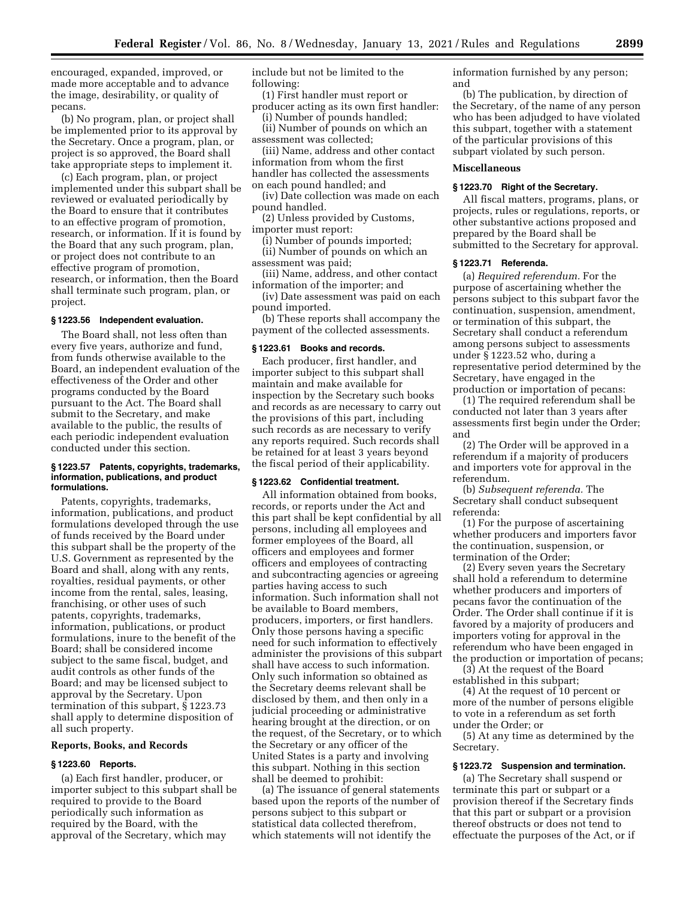encouraged, expanded, improved, or made more acceptable and to advance the image, desirability, or quality of pecans.

(b) No program, plan, or project shall be implemented prior to its approval by the Secretary. Once a program, plan, or project is so approved, the Board shall take appropriate steps to implement it.

(c) Each program, plan, or project implemented under this subpart shall be reviewed or evaluated periodically by the Board to ensure that it contributes to an effective program of promotion, research, or information. If it is found by the Board that any such program, plan, or project does not contribute to an effective program of promotion, research, or information, then the Board shall terminate such program, plan, or project.

### § 1223.56 Independent evaluation.

The Board shall, not less often than every five years, authorize and fund, from funds otherwise available to the Board, an independent evaluation of the effectiveness of the Order and other programs conducted by the Board pursuant to the Act. The Board shall submit to the Secretary, and make available to the public, the results of each periodic independent evaluation conducted under this section.

### § 1223.57 Patents, copyrights, trademarks, information, publications, and product formulations.

Patents, copyrights, trademarks, information, publications, and product formulations developed through the use of funds received by the Board under this subpart shall be the property of the U.S. Government as represented by the Board and shall, along with any rents, royalties, residual payments, or other income from the rental, sales, leasing, franchising, or other uses of such patents, copyrights, trademarks, information, publications, or product formulations, inure to the benefit of the Board; shall be considered income subject to the same fiscal, budget, and audit controls as other funds of the Board; and may be licensed subject to approval by the Secretary. Upon termination of this subpart, § 1223.73 shall apply to determine disposition of all such property.

## Reports, Books, and Records

### § 1223.60 Reports.

(a) Each first handler, producer, or importer subject to this subpart shall be required to provide to the Board periodically such information as required by the Board, with the approval of the Secretary, which may include but not be limited to the following:

(1) First handler must report or producer acting as its own first handler:

(i) Number of pounds handled;

(ii) Number of pounds on which an assessment was collected;

(iii) Name, address and other contact information from whom the first handler has collected the assessments on each pound handled; and

(iv) Date collection was made on each pound handled.

(2) Unless provided by Customs, importer must report:

(i) Number of pounds imported;

(ii) Number of pounds on which an assessment was paid;

(iii) Name, address, and other contact information of the importer; and

(iv) Date assessment was paid on each pound imported.

(b) These reports shall accompany the payment of the collected assessments.

### § 1223.61 Books and records.

Each producer, first handler, and importer subject to this subpart shall maintain and make available for inspection by the Secretary such books and records as are necessary to carry out the provisions of this part, including such records as are necessary to verify any reports required. Such records shall be retained for at least 3 years beyond the fiscal period of their applicability.

### § 1223.62 Confidential treatment.

All information obtained from books, records, or reports under the Act and this part shall be kept confidential by all persons, including all employees and former employees of the Board, all officers and employees and former officers and employees of contracting and subcontracting agencies or agreeing parties having access to such information. Such information shall not be available to Board members, producers, importers, or first handlers. Only those persons having a specific need for such information to effectively administer the provisions of this subpart shall have access to such information. Only such information so obtained as the Secretary deems relevant shall be disclosed by them, and then only in a judicial proceeding or administrative hearing brought at the direction, or on the request, of the Secretary, or to which the Secretary or any officer of the United States is a party and involving this subpart. Nothing in this section shall be deemed to prohibit:

(a) The issuance of general statements based upon the reports of the number of persons subject to this subpart or statistical data collected therefrom, which statements will not identify the information furnished by any person; and

(b) The publication, by direction of the Secretary, of the name of any person who has been adjudged to have violated this subpart, together with a statement of the particular provisions of this subpart violated by such person.

## Miscellaneous

### § 1223.70 Right of the Secretary.

All fiscal matters, programs, plans, or projects, rules or regulations, reports, or other substantive actions proposed and prepared by the Board shall be submitted to the Secretary for approval.

### § 1223.71 Referenda.

(a) *Required referendum.* For the purpose of ascertaining whether the persons subject to this subpart favor the continuation, suspension, amendment, or termination of this subpart, the Secretary shall conduct a referendum among persons subject to assessments under § 1223.52 who, during a representative period determined by the Secretary, have engaged in the production or importation of pecans:

(1) The required referendum shall be conducted not later than 3 years after assessments first begin under the Order; and

(2) The Order will be approved in a referendum if a majority of producers and importers vote for approval in the referendum.

(b) *Subsequent referenda.* The Secretary shall conduct subsequent referenda:

(1) For the purpose of ascertaining whether producers and importers favor the continuation, suspension, or termination of the Order;

(2) Every seven years the Secretary shall hold a referendum to determine whether producers and importers of pecans favor the continuation of the Order. The Order shall continue if it is favored by a majority of producers and importers voting for approval in the referendum who have been engaged in the production or importation of pecans;

(3) At the request of the Board established in this subpart;

(4) At the request of 10 percent or more of the number of persons eligible to vote in a referendum as set forth under the Order; or

(5) At any time as determined by the Secretary.

### § 1223.72 Suspension and termination.

(a) The Secretary shall suspend or terminate this part or subpart or a provision thereof if the Secretary finds that this part or subpart or a provision thereof obstructs or does not tend to effectuate the purposes of the Act, or if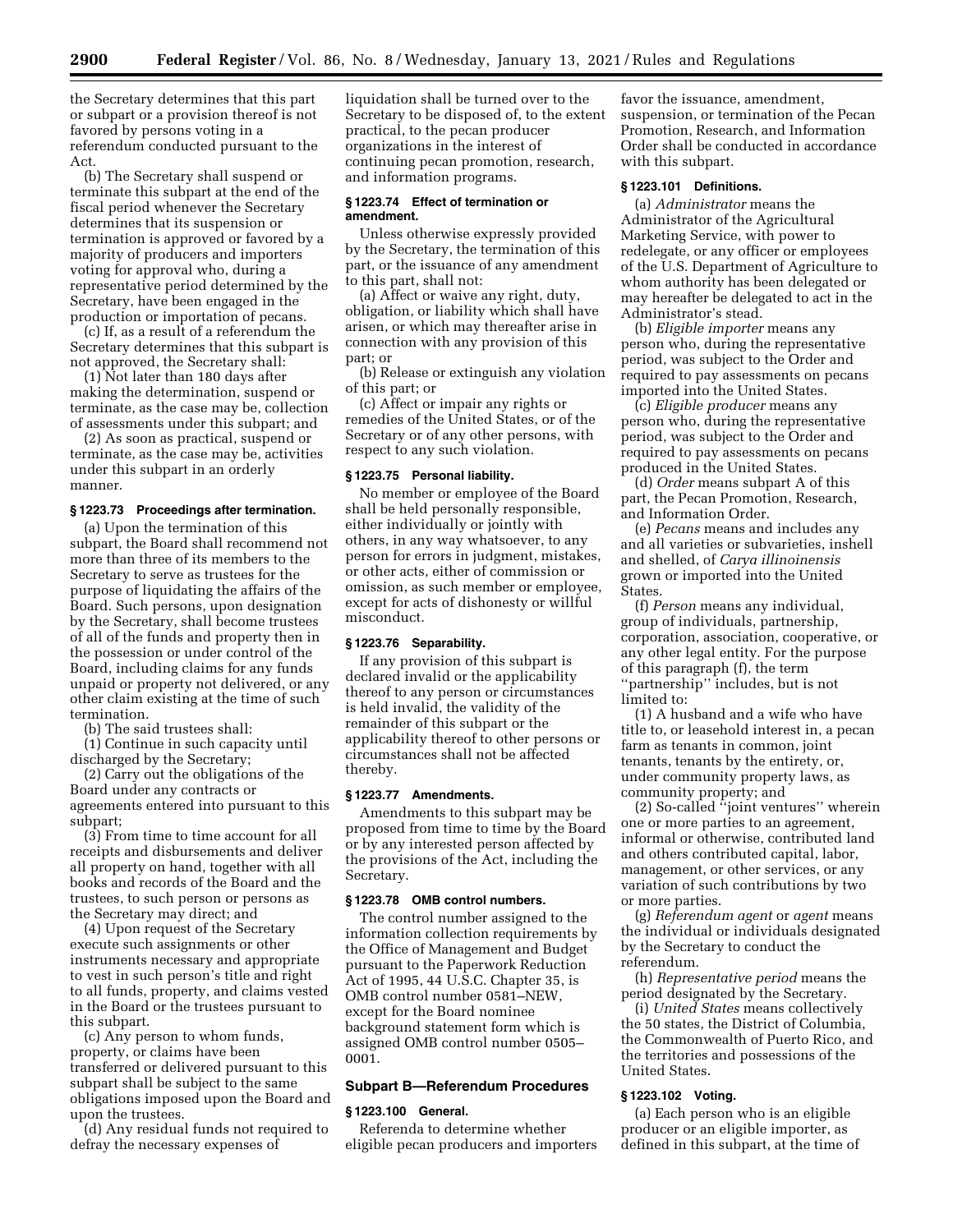the Secretary determines that this part or subpart or a provision thereof is not favored by persons voting in a referendum conducted pursuant to the Act.

(b) The Secretary shall suspend or terminate this subpart at the end of the fiscal period whenever the Secretary determines that its suspension or termination is approved or favored by a majority of producers and importers voting for approval who, during a representative period determined by the Secretary, have been engaged in the production or importation of pecans.

(c) If, as a result of a referendum the Secretary determines that this subpart is not approved, the Secretary shall:

(1) Not later than 180 days after making the determination, suspend or terminate, as the case may be, collection of assessments under this subpart; and

(2) As soon as practical, suspend or terminate, as the case may be, activities under this subpart in an orderly manner.

**§ 1223.73 Proceedings after termination.**

(a) Upon the termination of this subpart, the Board shall recommend not more than three of its members to the Secretary to serve as trustees for the purpose of liquidating the affairs of the Board. Such persons, upon designation by the Secretary, shall become trustees of all of the funds and property then in the possession or under control of the Board, including claims for any funds unpaid or property not delivered, or any other claim existing at the time of such termination.

(b) The said trustees shall:

(1) Continue in such capacity until discharged by the Secretary;

(2) Carry out the obligations of the Board under any contracts or agreements entered into pursuant to this subpart;

(3) From time to time account for all receipts and disbursements and deliver all property on hand, together with all books and records of the Board and the trustees, to such person or persons as the Secretary may direct; and

(4) Upon request of the Secretary execute such assignments or other instruments necessary and appropriate to vest in such person's title and right to all funds, property, and claims vested in the Board or the trustees pursuant to this subpart.

(c) Any person to whom funds, property, or claims have been transferred or delivered pursuant to this subpart shall be subject to the same obligations imposed upon the Board and upon the trustees.

(d) Any residual funds not required to defray the necessary expenses of liquidation shall be turned over to the Secretary to be disposed of, to the extent practical, to the pecan producer organizations in the interest of continuing pecan promotion, research, and information programs.

**§ 1223.74 Effect of termination or amendment.**

Unless otherwise expressly provided by the Secretary, the termination of this part, or the issuance of any amendment to this part, shall not:

(a) Affect or waive any right, duty, obligation, or liability which shall have arisen, or which may thereafter arise in connection with any provision of this part; or

(b) Release or extinguish any violation of this part; or

(c) Affect or impair any rights or remedies of the United States, or of the Secretary or of any other persons, with respect to any such violation.

**§ 1223.75 Personal liability.**

No member or employee of the Board shall be held personally responsible, either individually or jointly with others, in any way whatsoever, to any person for errors in judgment, mistakes, or other acts, either of commission or omission, as such member or employee, except for acts of dishonesty or willful misconduct.

**§ 1223.76 Separability.**

If any provision of this subpart is declared invalid or the applicability thereof to any person or circumstances is held invalid, the validity of the remainder of this subpart or the applicability thereof to other persons or circumstances shall not be affected thereby.

**§ 1223.77 Amendments.**

Amendments to this subpart may be proposed from time to time by the Board or by any interested person affected by the provisions of the Act, including the Secretary.

**§ 1223.78 OMB control numbers.**

The control number assigned to the information collection requirements by the Office of Management and Budget pursuant to the Paperwork Reduction Act of 1995, 44 U.S.C. Chapter 35, is OMB control number 0581–NEW, except for the Board nominee background statement form which is assigned OMB control number 0505–0001.

## Subpart B—Referendum Procedures

**§ 1223.100 General.**

Referenda to determine whether eligible pecan producers and importers favor the issuance, amendment, suspension, or termination of the Pecan Promotion, Research, and Information Order shall be conducted in accordance with this subpart.

**§ 1223.101 Definitions.**

(a) *Administrator* means the Administrator of the Agricultural Marketing Service, with power to redelegate, or any officer or employees of the U.S. Department of Agriculture to whom authority has been delegated or may hereafter be delegated to act in the Administrator's stead.

(b) *Eligible importer* means any person who, during the representative period, was subject to the Order and required to pay assessments on pecans imported into the United States.

(c) *Eligible producer* means any person who, during the representative period, was subject to the Order and required to pay assessments on pecans produced in the United States.

(d) *Order* means subpart A of this part, the Pecan Promotion, Research, and Information Order.

(e) *Pecans* means and includes any and all varieties or subvarieties, inshell and shelled, of *Carya illinoinensis* grown or imported into the United States.

(f) *Person* means any individual, group of individuals, partnership, corporation, association, cooperative, or any other legal entity. For the purpose of this paragraph (f), the term "partnership" includes, but is not limited to:

(1) A husband and a wife who have title to, or leasehold interest in, a pecan farm as tenants in common, joint tenants, tenants by the entirety, or, under community property laws, as community property; and

(2) So-called "joint ventures" wherein one or more parties to an agreement, informal or otherwise, contributed land and others contributed capital, labor, management, or other services, or any variation of such contributions by two or more parties.

(g) *Referendum agent* or *agent* means the individual or individuals designated by the Secretary to conduct the referendum.

(h) *Representative period* means the period designated by the Secretary.

(i) *United States* means collectively the 50 states, the District of Columbia, the Commonwealth of Puerto Rico, and the territories and possessions of the United States.

**§ 1223.102 Voting.**

(a) Each person who is an eligible producer or an eligible importer, as defined in this subpart, at the time of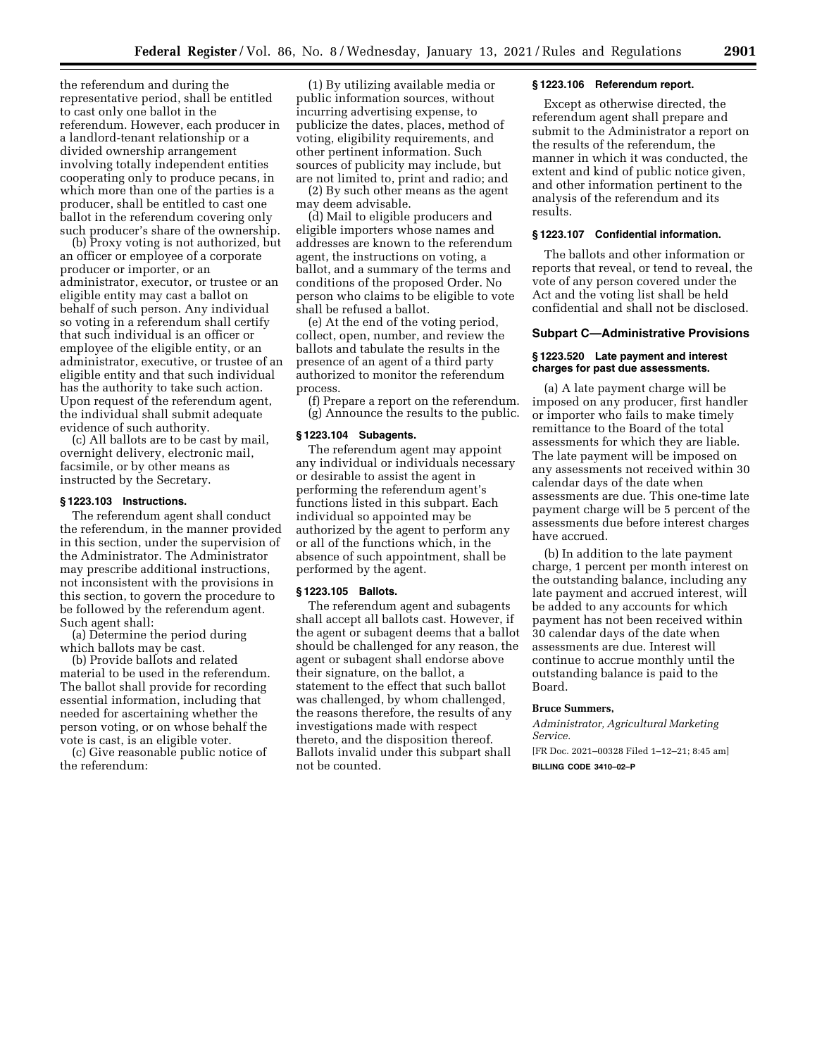the referendum and during the representative period, shall be entitled to cast only one ballot in the referendum. However, each producer in a landlord-tenant relationship or a divided ownership arrangement involving totally independent entities cooperating only to produce pecans, in which more than one of the parties is a producer, shall be entitled to cast one ballot in the referendum covering only such producer's share of the ownership.

(b) Proxy voting is not authorized, but an officer or employee of a corporate producer or importer, or an administrator, executor, or trustee or an eligible entity may cast a ballot on behalf of such person. Any individual so voting in a referendum shall certify that such individual is an officer or employee of the eligible entity, or an administrator, executive, or trustee of an eligible entity and that such individual has the authority to take such action. Upon request of the referendum agent, the individual shall submit adequate evidence of such authority.

(c) All ballots are to be cast by mail, overnight delivery, electronic mail, facsimile, or by other means as instructed by the Secretary.

#### § 1223.103 Instructions.

The referendum agent shall conduct the referendum, in the manner provided in this section, under the supervision of the Administrator. The Administrator may prescribe additional instructions, not inconsistent with the provisions in this section, to govern the procedure to be followed by the referendum agent. Such agent shall:

(a) Determine the period during which ballots may be cast.

(b) Provide ballots and related material to be used in the referendum. The ballot shall provide for recording essential information, including that needed for ascertaining whether the person voting, or on whose behalf the vote is cast, is an eligible voter.

(c) Give reasonable public notice of the referendum:

(1) By utilizing available media or public information sources, without incurring advertising expense, to publicize the dates, places, method of voting, eligibility requirements, and other pertinent information. Such sources of publicity may include, but are not limited to, print and radio; and

(2) By such other means as the agent may deem advisable.

(d) Mail to eligible producers and eligible importers whose names and addresses are known to the referendum agent, the instructions on voting, a ballot, and a summary of the terms and conditions of the proposed Order. No person who claims to be eligible to vote shall be refused a ballot.

(e) At the end of the voting period, collect, open, number, and review the ballots and tabulate the results in the presence of an agent of a third party authorized to monitor the referendum process.

(f) Prepare a report on the referendum.

(g) Announce the results to the public.

#### § 1223.104 Subagents.

The referendum agent may appoint any individual or individuals necessary or desirable to assist the agent in performing the referendum agent's functions listed in this subpart. Each individual so appointed may be authorized by the agent to perform any or all of the functions which, in the absence of such appointment, shall be performed by the agent.

#### § 1223.105 Ballots.

The referendum agent and subagents shall accept all ballots cast. However, if the agent or subagent deems that a ballot should be challenged for any reason, the agent or subagent shall endorse above their signature, on the ballot, a statement to the effect that such ballot was challenged, by whom challenged, the reasons therefore, the results of any investigations made with respect thereto, and the disposition thereof. Ballots invalid under this subpart shall not be counted.

#### § 1223.106 Referendum report.

Except as otherwise directed, the referendum agent shall prepare and submit to the Administrator a report on the results of the referendum, the manner in which it was conducted, the extent and kind of public notice given, and other information pertinent to the analysis of the referendum and its results.

#### § 1223.107 Confidential information.

The ballots and other information or reports that reveal, or tend to reveal, the vote of any person covered under the Act and the voting list shall be held confidential and shall not be disclosed.

### Subpart C—Administrative Provisions

#### § 1223.520 Late payment and interest charges for past due assessments.

(a) A late payment charge will be imposed on any producer, first handler or importer who fails to make timely remittance to the Board of the total assessments for which they are liable. The late payment will be imposed on any assessments not received within 30 calendar days of the date when assessments are due. This one-time late payment charge will be 5 percent of the assessments due before interest charges have accrued.

(b) In addition to the late payment charge, 1 percent per month interest on the outstanding balance, including any late payment and accrued interest, will be added to any accounts for which payment has not been received within 30 calendar days of the date when assessments are due. Interest will continue to accrue monthly until the outstanding balance is paid to the Board.

**Bruce Summers,**

*Administrator, Agricultural Marketing Service.*

[FR Doc. 2021–00328 Filed 1–12–21; 8:45 am]

**BILLING CODE 3410–02–P**